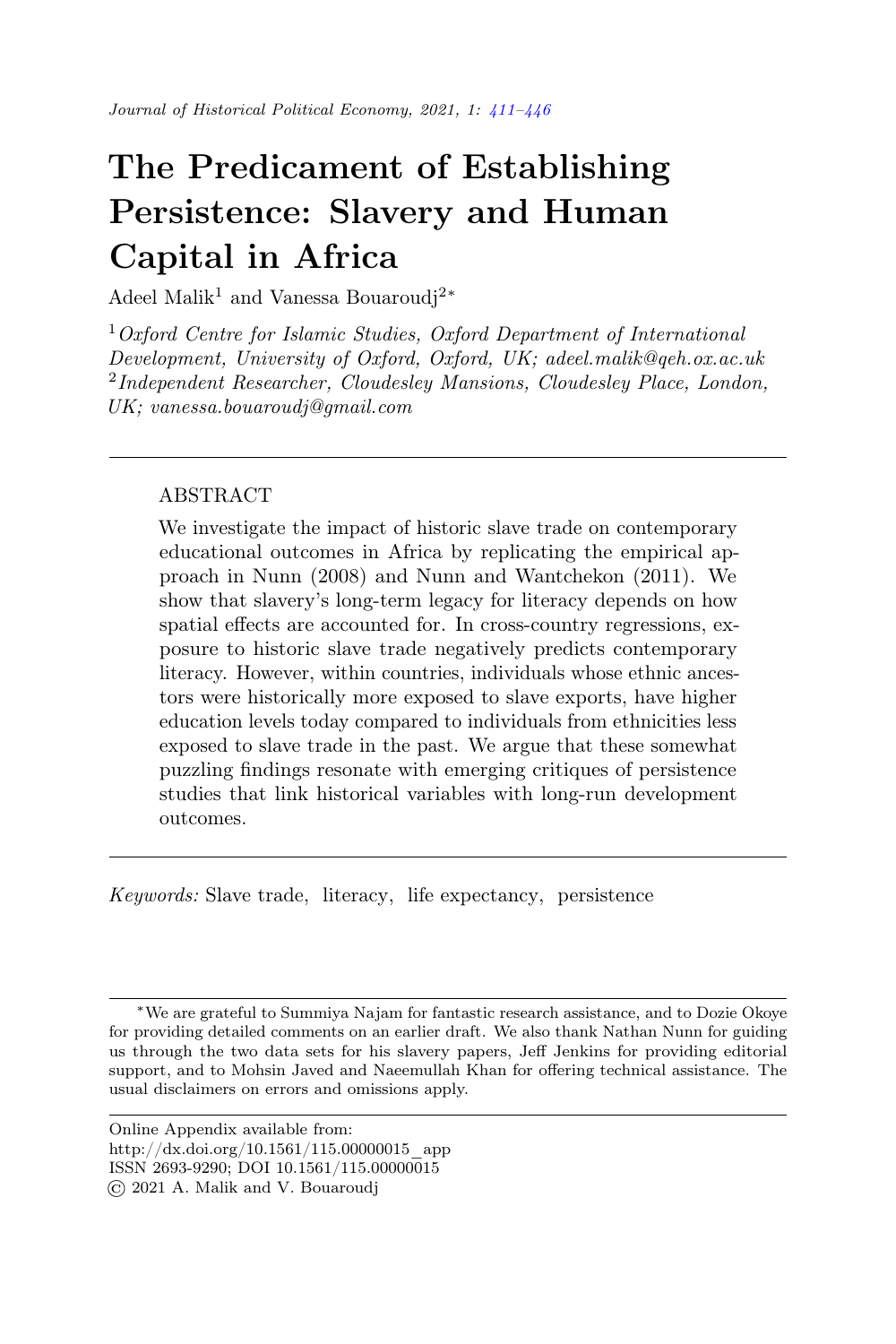# The Predicament of Establishing Persistence: Slavery and Human Capital in Africa

Adeel Malik[1] and Vanessa Bouaroudj[2]*

[1] *Oxford Centre for Islamic Studies, Oxford Department of International Development, University of Oxford, Oxford, UK; adeel.malik@qeh.ox.ac.uk*
[2] *Independent Researcher, Cloudesley Mansions, Cloudesley Place, London, UK; vanessa.bouaroudj@gmail.com*

---

ABSTRACT

We investigate the impact of historic slave trade on contemporary educational outcomes in Africa by replicating the empirical approach in Nunn (2008) and Nunn and Wantchekon (2011). We show that slavery's long-term legacy for literacy depends on how spatial effects are accounted for. In cross-country regressions, exposure to historic slave trade negatively predicts contemporary literacy. However, within countries, individuals whose ethnic ancestors were historically more exposed to slave exports, have higher education levels today compared to individuals from ethnicities less exposed to slave trade in the past. We argue that these somewhat puzzling findings resonate with emerging critiques of persistence studies that link historical variables with long-run development outcomes.

---

*Keywords:* Slave trade, literacy, life expectancy, persistence

---

*We are grateful to Summiya Najam for fantastic research assistance, and to Dozie Okoye for providing detailed comments on an earlier draft. We also thank Nathan Nunn for guiding us through the two data sets for his slavery papers, Jeff Jenkins for providing editorial support, and to Mohsin Javed and Naeemullah Khan for offering technical assistance. The usual disclaimers on errors and omissions apply.

---

Online Appendix available from:
http://dx.doi.org/10.1561/115.00000015_app
ISSN 2693-9290; DOI 10.1561/115.00000015
© 2021 A. Malik and V. Bouaroudj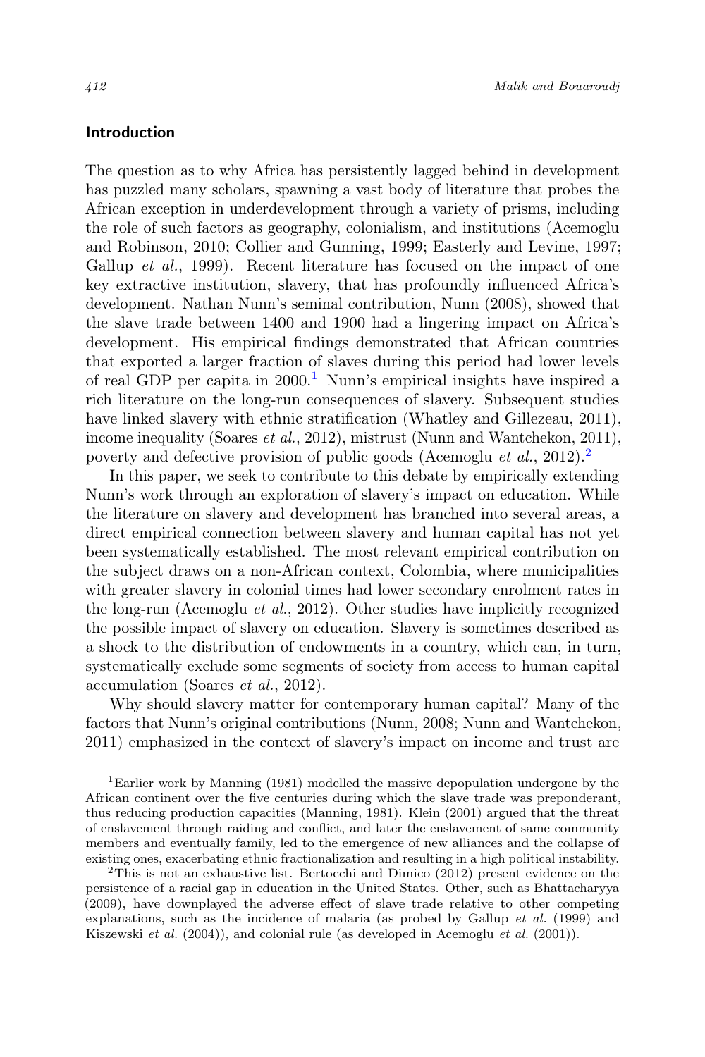## Introduction

The question as to why Africa has persistently lagged behind in development has puzzled many scholars, spawning a vast body of literature that probes the African exception in underdevelopment through a variety of prisms, including the role of such factors as geography, colonialism, and institutions (Acemoglu and Robinson, 2010; Collier and Gunning, 1999; Easterly and Levine, 1997; Gallup *et al.*, 1999). Recent literature has focused on the impact of one key extractive institution, slavery, that has profoundly influenced Africa's development. Nathan Nunn's seminal contribution, Nunn (2008), showed that the slave trade between 1400 and 1900 had a lingering impact on Africa's development. His empirical findings demonstrated that African countries that exported a larger fraction of slaves during this period had lower levels of real GDP per capita in 2000.[1] Nunn's empirical insights have inspired a rich literature on the long-run consequences of slavery. Subsequent studies have linked slavery with ethnic stratification (Whatley and Gillezeau, 2011), income inequality (Soares *et al.*, 2012), mistrust (Nunn and Wantchekon, 2011), poverty and defective provision of public goods (Acemoglu *et al.*, 2012).[2]

In this paper, we seek to contribute to this debate by empirically extending Nunn's work through an exploration of slavery's impact on education. While the literature on slavery and development has branched into several areas, a direct empirical connection between slavery and human capital has not yet been systematically established. The most relevant empirical contribution on the subject draws on a non-African context, Colombia, where municipalities with greater slavery in colonial times had lower secondary enrolment rates in the long-run (Acemoglu *et al.*, 2012). Other studies have implicitly recognized the possible impact of slavery on education. Slavery is sometimes described as a shock to the distribution of endowments in a country, which can, in turn, systematically exclude some segments of society from access to human capital accumulation (Soares *et al.*, 2012).

Why should slavery matter for contemporary human capital? Many of the factors that Nunn's original contributions (Nunn, 2008; Nunn and Wantchekon, 2011) emphasized in the context of slavery's impact on income and trust are

---

[1] Earlier work by Manning (1981) modelled the massive depopulation undergone by the African continent over the five centuries during which the slave trade was preponderant, thus reducing production capacities (Manning, 1981). Klein (2001) argued that the threat of enslavement through raiding and conflict, and later the enslavement of same community members and eventually family, led to the emergence of new alliances and the collapse of existing ones, exacerbating ethnic fractionalization and resulting in a high political instability.

[2] This is not an exhaustive list. Bertocchi and Dimico (2012) present evidence on the persistence of a racial gap in education in the United States. Other, such as Bhattacharyya (2009), have downplayed the adverse effect of slave trade relative to other competing explanations, such as the incidence of malaria (as probed by Gallup *et al.* (1999) and Kiszewski *et al.* (2004)), and colonial rule (as developed in Acemoglu *et al.* (2001)).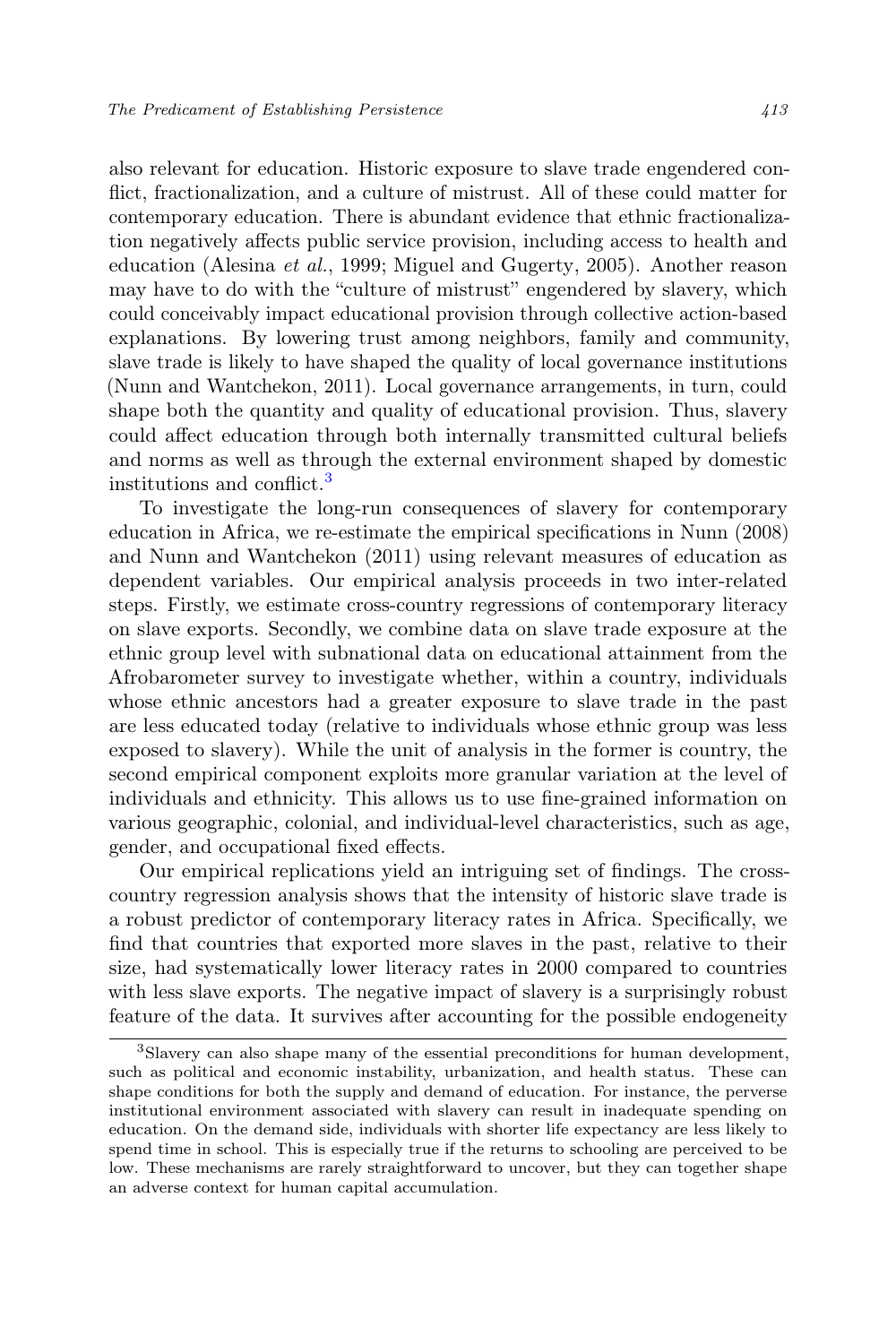also relevant for education. Historic exposure to slave trade engendered conflict, fractionalization, and a culture of mistrust. All of these could matter for contemporary education. There is abundant evidence that ethnic fractionalization negatively affects public service provision, including access to health and education (Alesina *et al.*, 1999; Miguel and Gugerty, 2005). Another reason may have to do with the "culture of mistrust" engendered by slavery, which could conceivably impact educational provision through collective action-based explanations. By lowering trust among neighbors, family and community, slave trade is likely to have shaped the quality of local governance institutions (Nunn and Wantchekon, 2011). Local governance arrangements, in turn, could shape both the quantity and quality of educational provision. Thus, slavery could affect education through both internally transmitted cultural beliefs and norms as well as through the external environment shaped by domestic institutions and conflict.[3]

To investigate the long-run consequences of slavery for contemporary education in Africa, we re-estimate the empirical specifications in Nunn (2008) and Nunn and Wantchekon (2011) using relevant measures of education as dependent variables. Our empirical analysis proceeds in two inter-related steps. Firstly, we estimate cross-country regressions of contemporary literacy on slave exports. Secondly, we combine data on slave trade exposure at the ethnic group level with subnational data on educational attainment from the Afrobarometer survey to investigate whether, within a country, individuals whose ethnic ancestors had a greater exposure to slave trade in the past are less educated today (relative to individuals whose ethnic group was less exposed to slavery). While the unit of analysis in the former is country, the second empirical component exploits more granular variation at the level of individuals and ethnicity. This allows us to use fine-grained information on various geographic, colonial, and individual-level characteristics, such as age, gender, and occupational fixed effects.

Our empirical replications yield an intriguing set of findings. The cross-country regression analysis shows that the intensity of historic slave trade is a robust predictor of contemporary literacy rates in Africa. Specifically, we find that countries that exported more slaves in the past, relative to their size, had systematically lower literacy rates in 2000 compared to countries with less slave exports. The negative impact of slavery is a surprisingly robust feature of the data. It survives after accounting for the possible endogeneity

[3] Slavery can also shape many of the essential preconditions for human development, such as political and economic instability, urbanization, and health status. These can shape conditions for both the supply and demand of education. For instance, the perverse institutional environment associated with slavery can result in inadequate spending on education. On the demand side, individuals with shorter life expectancy are less likely to spend time in school. This is especially true if the returns to schooling are perceived to be low. These mechanisms are rarely straightforward to uncover, but they can together shape an adverse context for human capital accumulation.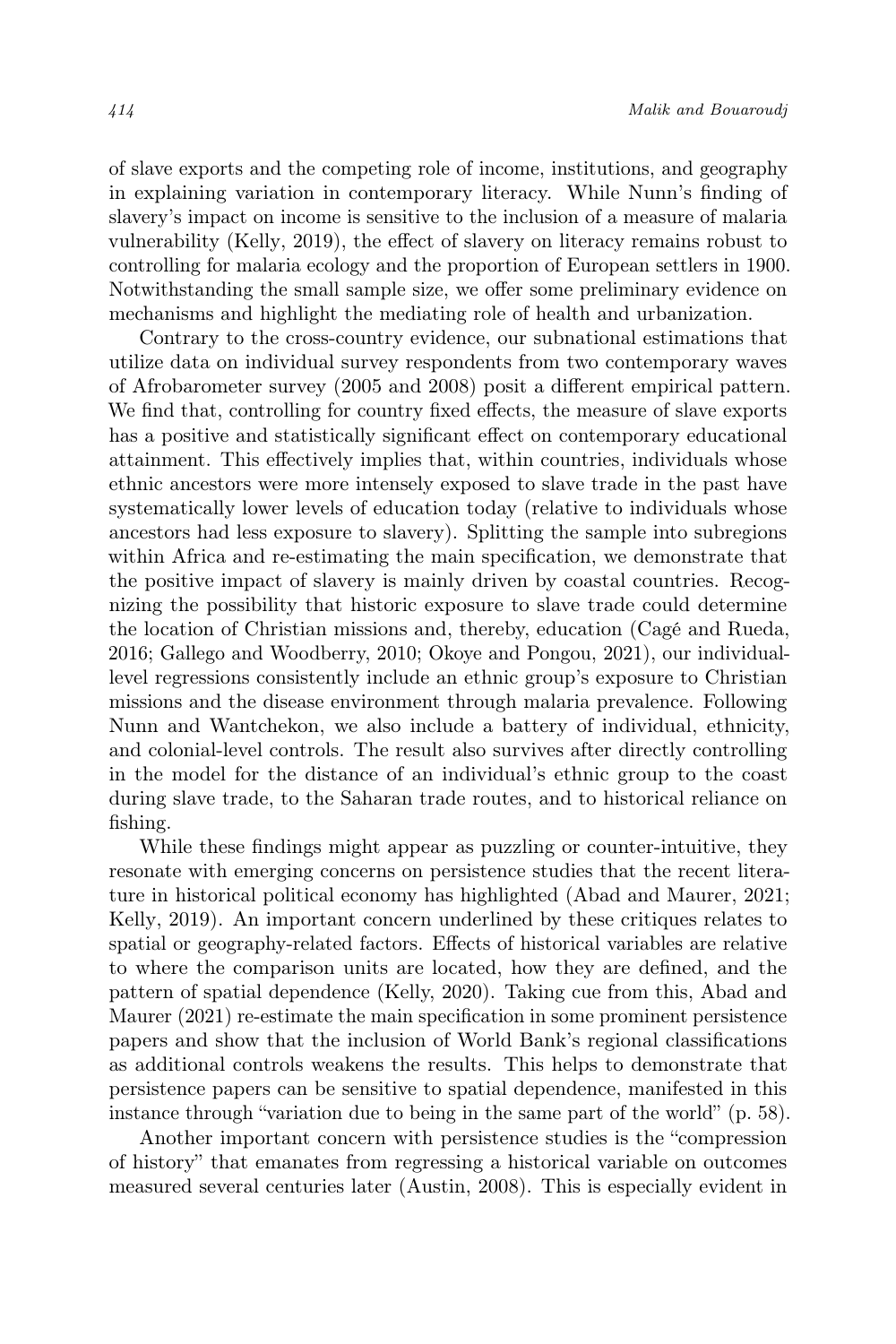of slave exports and the competing role of income, institutions, and geography in explaining variation in contemporary literacy. While Nunn's finding of slavery's impact on income is sensitive to the inclusion of a measure of malaria vulnerability (Kelly, 2019), the effect of slavery on literacy remains robust to controlling for malaria ecology and the proportion of European settlers in 1900. Notwithstanding the small sample size, we offer some preliminary evidence on mechanisms and highlight the mediating role of health and urbanization.

Contrary to the cross-country evidence, our subnational estimations that utilize data on individual survey respondents from two contemporary waves of Afrobarometer survey (2005 and 2008) posit a different empirical pattern. We find that, controlling for country fixed effects, the measure of slave exports has a positive and statistically significant effect on contemporary educational attainment. This effectively implies that, within countries, individuals whose ethnic ancestors were more intensely exposed to slave trade in the past have systematically lower levels of education today (relative to individuals whose ancestors had less exposure to slavery). Splitting the sample into subregions within Africa and re-estimating the main specification, we demonstrate that the positive impact of slavery is mainly driven by coastal countries. Recognizing the possibility that historic exposure to slave trade could determine the location of Christian missions and, thereby, education (Cagé and Rueda, 2016; Gallego and Woodberry, 2010; Okoye and Pongou, 2021), our individual-level regressions consistently include an ethnic group's exposure to Christian missions and the disease environment through malaria prevalence. Following Nunn and Wantchekon, we also include a battery of individual, ethnicity, and colonial-level controls. The result also survives after directly controlling in the model for the distance of an individual's ethnic group to the coast during slave trade, to the Saharan trade routes, and to historical reliance on fishing.

While these findings might appear as puzzling or counter-intuitive, they resonate with emerging concerns on persistence studies that the recent literature in historical political economy has highlighted (Abad and Maurer, 2021; Kelly, 2019). An important concern underlined by these critiques relates to spatial or geography-related factors. Effects of historical variables are relative to where the comparison units are located, how they are defined, and the pattern of spatial dependence (Kelly, 2020). Taking cue from this, Abad and Maurer (2021) re-estimate the main specification in some prominent persistence papers and show that the inclusion of World Bank's regional classifications as additional controls weakens the results. This helps to demonstrate that persistence papers can be sensitive to spatial dependence, manifested in this instance through "variation due to being in the same part of the world" (p. 58).

Another important concern with persistence studies is the "compression of history" that emanates from regressing a historical variable on outcomes measured several centuries later (Austin, 2008). This is especially evident in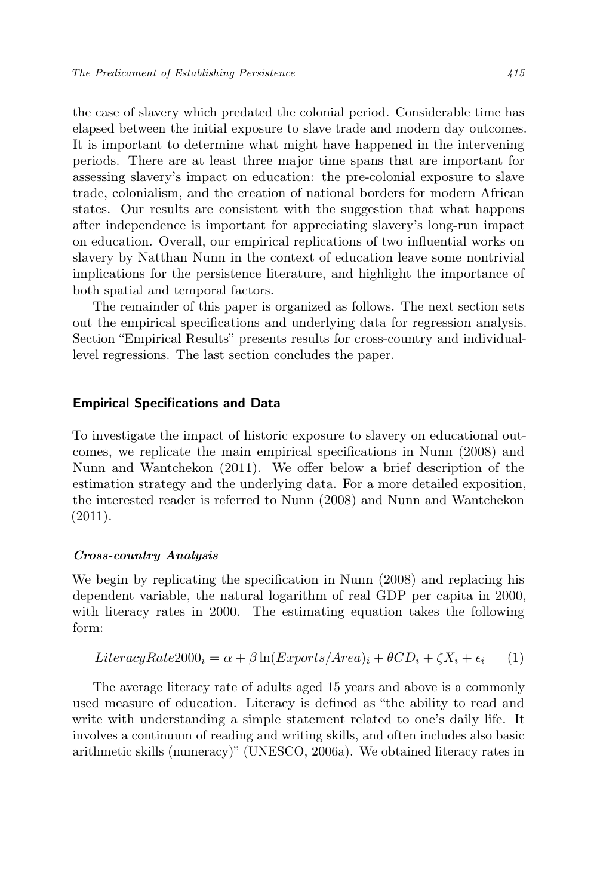the case of slavery which predated the colonial period. Considerable time has elapsed between the initial exposure to slave trade and modern day outcomes. It is important to determine what might have happened in the intervening periods. There are at least three major time spans that are important for assessing slavery's impact on education: the pre-colonial exposure to slave trade, colonialism, and the creation of national borders for modern African states. Our results are consistent with the suggestion that what happens after independence is important for appreciating slavery's long-run impact on education. Overall, our empirical replications of two influential works on slavery by Natthan Nunn in the context of education leave some nontrivial implications for the persistence literature, and highlight the importance of both spatial and temporal factors.

The remainder of this paper is organized as follows. The next section sets out the empirical specifications and underlying data for regression analysis. Section "Empirical Results" presents results for cross-country and individual-level regressions. The last section concludes the paper.

## Empirical Specifications and Data

To investigate the impact of historic exposure to slavery on educational outcomes, we replicate the main empirical specifications in Nunn (2008) and Nunn and Wantchekon (2011). We offer below a brief description of the estimation strategy and the underlying data. For a more detailed exposition, the interested reader is referred to Nunn (2008) and Nunn and Wantchekon (2011).

### *Cross-country Analysis*

We begin by replicating the specification in Nunn (2008) and replacing his dependent variable, the natural logarithm of real GDP per capita in 2000, with literacy rates in 2000. The estimating equation takes the following form:

$$LiteracyRate2000_i = \alpha + \beta \ln(Exports/Area)_i + \theta CD_i + \zeta X_i + \epsilon_i \qquad (1)$$

The average literacy rate of adults aged 15 years and above is a commonly used measure of education. Literacy is defined as "the ability to read and write with understanding a simple statement related to one's daily life. It involves a continuum of reading and writing skills, and often includes also basic arithmetic skills (numeracy)" (UNESCO, 2006a). We obtained literacy rates in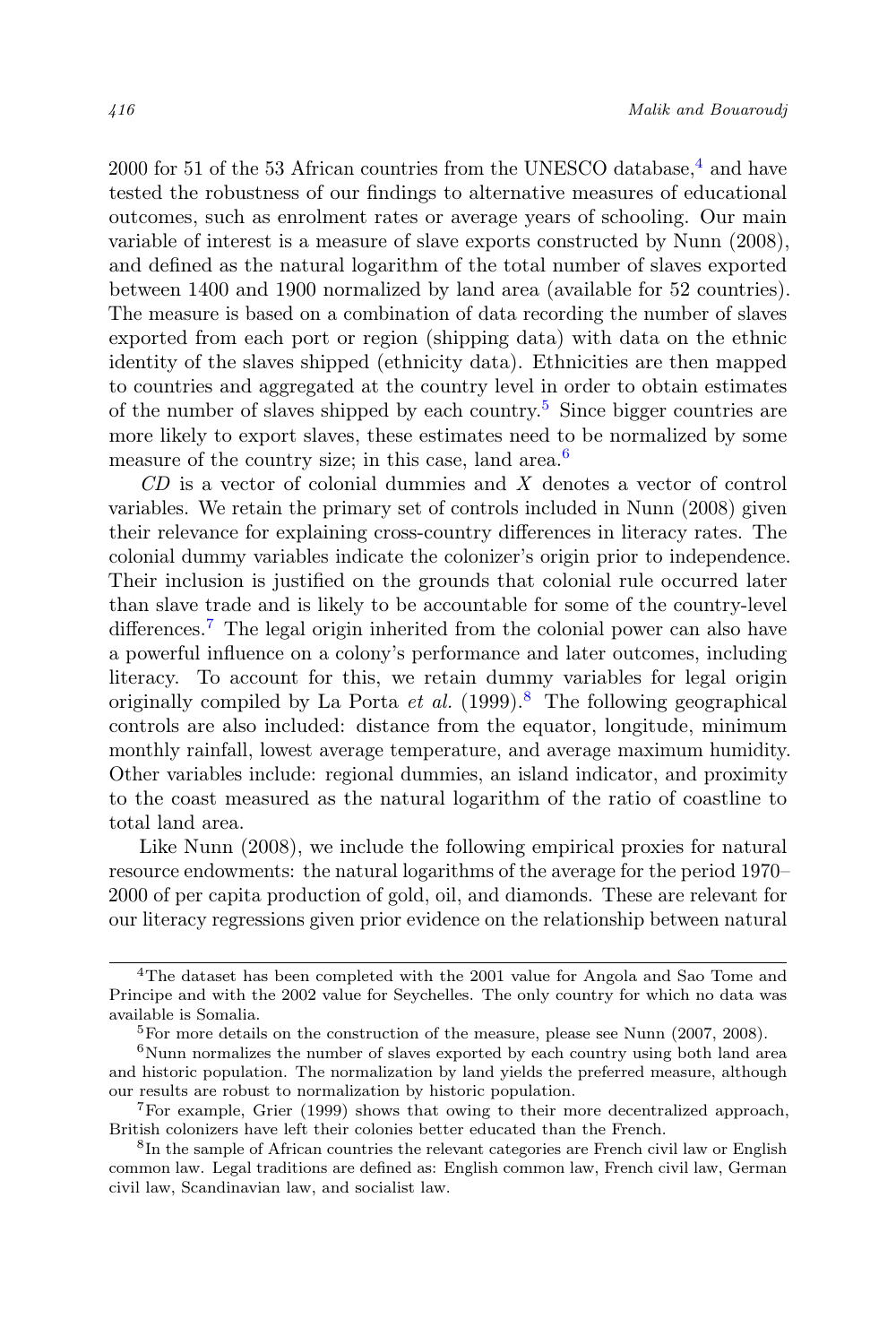2000 for 51 of the 53 African countries from the UNESCO database,[4] and have tested the robustness of our findings to alternative measures of educational outcomes, such as enrolment rates or average years of schooling. Our main variable of interest is a measure of slave exports constructed by Nunn (2008), and defined as the natural logarithm of the total number of slaves exported between 1400 and 1900 normalized by land area (available for 52 countries). The measure is based on a combination of data recording the number of slaves exported from each port or region (shipping data) with data on the ethnic identity of the slaves shipped (ethnicity data). Ethnicities are then mapped to countries and aggregated at the country level in order to obtain estimates of the number of slaves shipped by each country.[5] Since bigger countries are more likely to export slaves, these estimates need to be normalized by some measure of the country size; in this case, land area.[6]

*CD* is a vector of colonial dummies and $X$ denotes a vector of control variables. We retain the primary set of controls included in Nunn (2008) given their relevance for explaining cross-country differences in literacy rates. The colonial dummy variables indicate the colonizer's origin prior to independence. Their inclusion is justified on the grounds that colonial rule occurred later than slave trade and is likely to be accountable for some of the country-level differences.[7] The legal origin inherited from the colonial power can also have a powerful influence on a colony's performance and later outcomes, including literacy. To account for this, we retain dummy variables for legal origin originally compiled by La Porta *et al.* (1999).[8] The following geographical controls are also included: distance from the equator, longitude, minimum monthly rainfall, lowest average temperature, and average maximum humidity. Other variables include: regional dummies, an island indicator, and proximity to the coast measured as the natural logarithm of the ratio of coastline to total land area.

Like Nunn (2008), we include the following empirical proxies for natural resource endowments: the natural logarithms of the average for the period 1970–2000 of per capita production of gold, oil, and diamonds. These are relevant for our literacy regressions given prior evidence on the relationship between natural

---

[4]The dataset has been completed with the 2001 value for Angola and Sao Tome and Principe and with the 2002 value for Seychelles. The only country for which no data was available is Somalia.

[5]For more details on the construction of the measure, please see Nunn (2007, 2008).

[6]Nunn normalizes the number of slaves exported by each country using both land area and historic population. The normalization by land yields the preferred measure, although our results are robust to normalization by historic population.

[7]For example, Grier (1999) shows that owing to their more decentralized approach, British colonizers have left their colonies better educated than the French.

[8]In the sample of African countries the relevant categories are French civil law or English common law. Legal traditions are defined as: English common law, French civil law, German civil law, Scandinavian law, and socialist law.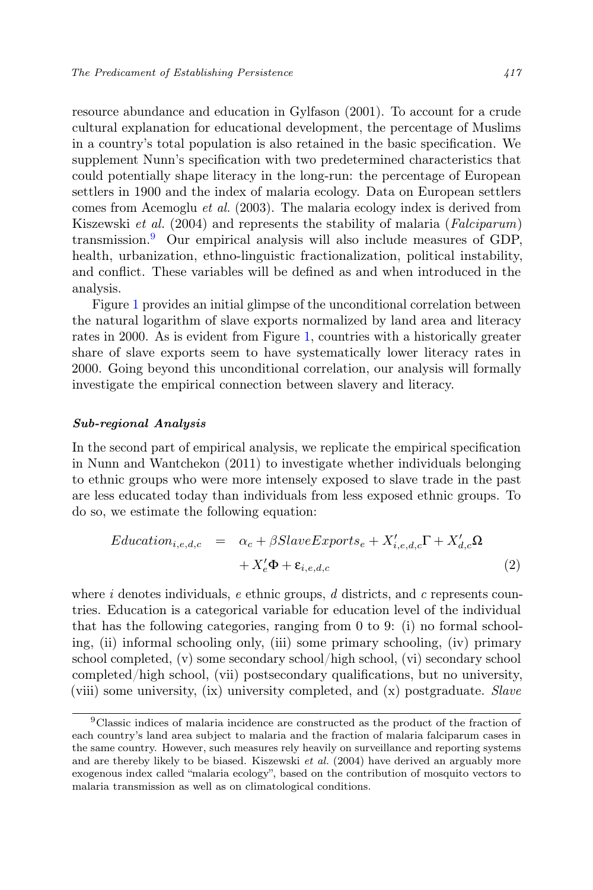resource abundance and education in Gylfason (2001). To account for a crude cultural explanation for educational development, the percentage of Muslims in a country's total population is also retained in the basic specification. We supplement Nunn's specification with two predetermined characteristics that could potentially shape literacy in the long-run: the percentage of European settlers in 1900 and the index of malaria ecology. Data on European settlers comes from Acemoglu *et al.* (2003). The malaria ecology index is derived from Kiszewski *et al.* (2004) and represents the stability of malaria (*Falciparum*) transmission.[9] Our empirical analysis will also include measures of GDP, health, urbanization, ethno-linguistic fractionalization, political instability, and conflict. These variables will be defined as and when introduced in the analysis.

Figure 1 provides an initial glimpse of the unconditional correlation between the natural logarithm of slave exports normalized by land area and literacy rates in 2000. As is evident from Figure 1, countries with a historically greater share of slave exports seem to have systematically lower literacy rates in 2000. Going beyond this unconditional correlation, our analysis will formally investigate the empirical connection between slavery and literacy.

***Sub-regional Analysis***

In the second part of empirical analysis, we replicate the empirical specification in Nunn and Wantchekon (2011) to investigate whether individuals belonging to ethnic groups who were more intensely exposed to slave trade in the past are less educated today than individuals from less exposed ethnic groups. To do so, we estimate the following equation:

$$
\begin{aligned}
Education_{i,e,d,c} &= \alpha_c + \beta SlaveExports_e + X'_{i,e,d,c}\Gamma + X'_{d,c}\Omega \\
&\quad + X'_e\Phi + \varepsilon_{i,e,d,c}
\end{aligned}
\tag{2}
$$

where $i$ denotes individuals, $e$ ethnic groups, $d$ districts, and $c$ represents countries. Education is a categorical variable for education level of the individual that has the following categories, ranging from 0 to 9: (i) no formal schooling, (ii) informal schooling only, (iii) some primary schooling, (iv) primary school completed, (v) some secondary school/high school, (vi) secondary school completed/high school, (vii) postsecondary qualifications, but no university, (viii) some university, (ix) university completed, and (x) postgraduate. *Slave*

[9] Classic indices of malaria incidence are constructed as the product of the fraction of each country's land area subject to malaria and the fraction of malaria falciparum cases in the same country. However, such measures rely heavily on surveillance and reporting systems and are thereby likely to be biased. Kiszewski *et al.* (2004) have derived an arguably more exogenous index called "malaria ecology", based on the contribution of mosquito vectors to malaria transmission as well as on climatological conditions.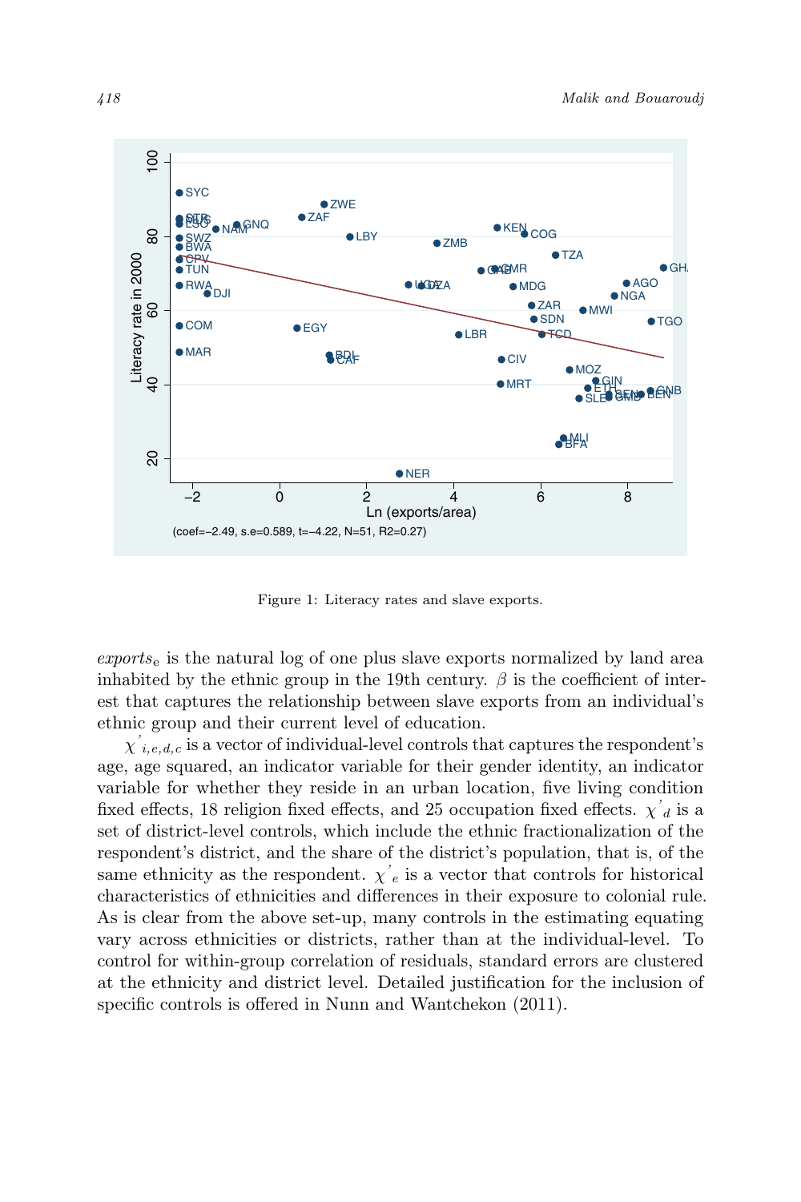Figure 1: Literacy rates and slave exports.

$exports_e$ is the natural log of one plus slave exports normalized by land area inhabited by the ethnic group in the 19th century. $\beta$ is the coefficient of interest that captures the relationship between slave exports from an individual's ethnic group and their current level of education.

$\chi'_{i,e,d,c}$ is a vector of individual-level controls that captures the respondent's age, age squared, an indicator variable for their gender identity, an indicator variable for whether they reside in an urban location, five living condition fixed effects, 18 religion fixed effects, and 25 occupation fixed effects. $\chi'_d$ is a set of district-level controls, which include the ethnic fractionalization of the respondent's district, and the share of the district's population, that is, of the same ethnicity as the respondent. $\chi'_e$ is a vector that controls for historical characteristics of ethnicities and differences in their exposure to colonial rule. As is clear from the above set-up, many controls in the estimating equating vary across ethnicities or districts, rather than at the individual-level. To control for within-group correlation of residuals, standard errors are clustered at the ethnicity and district level. Detailed justification for the inclusion of specific controls is offered in Nunn and Wantchekon (2011).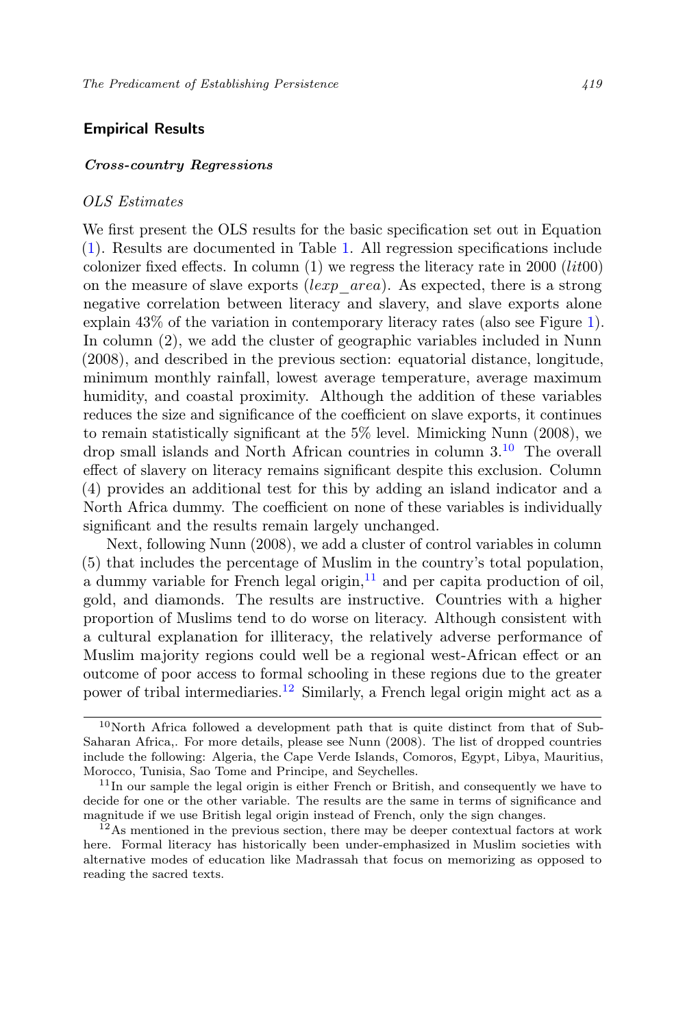## Empirical Results

### *Cross-country Regressions*

*OLS Estimates*

We first present the OLS results for the basic specification set out in Equation (1). Results are documented in Table 1. All regression specifications include colonizer fixed effects. In column (1) we regress the literacy rate in 2000 ($lit00$) on the measure of slave exports ($lexp\_area$). As expected, there is a strong negative correlation between literacy and slavery, and slave exports alone explain 43% of the variation in contemporary literacy rates (also see Figure 1). In column (2), we add the cluster of geographic variables included in Nunn (2008), and described in the previous section: equatorial distance, longitude, minimum monthly rainfall, lowest average temperature, average maximum humidity, and coastal proximity. Although the addition of these variables reduces the size and significance of the coefficient on slave exports, it continues to remain statistically significant at the 5% level. Mimicking Nunn (2008), we drop small islands and North African countries in column 3.[10] The overall effect of slavery on literacy remains significant despite this exclusion. Column (4) provides an additional test for this by adding an island indicator and a North Africa dummy. The coefficient on none of these variables is individually significant and the results remain largely unchanged.

Next, following Nunn (2008), we add a cluster of control variables in column (5) that includes the percentage of Muslim in the country's total population, a dummy variable for French legal origin,[11] and per capita production of oil, gold, and diamonds. The results are instructive. Countries with a higher proportion of Muslims tend to do worse on literacy. Although consistent with a cultural explanation for illiteracy, the relatively adverse performance of Muslim majority regions could well be a regional west-African effect or an outcome of poor access to formal schooling in these regions due to the greater power of tribal intermediaries.[12] Similarly, a French legal origin might act as a

[10] North Africa followed a development path that is quite distinct from that of Sub-Saharan Africa,. For more details, please see Nunn (2008). The list of dropped countries include the following: Algeria, the Cape Verde Islands, Comoros, Egypt, Libya, Mauritius, Morocco, Tunisia, Sao Tome and Principe, and Seychelles.

[11] In our sample the legal origin is either French or British, and consequently we have to decide for one or the other variable. The results are the same in terms of significance and magnitude if we use British legal origin instead of French, only the sign changes.

[12] As mentioned in the previous section, there may be deeper contextual factors at work here. Formal literacy has historically been under-emphasized in Muslim societies with alternative modes of education like Madrassah that focus on memorizing as opposed to reading the sacred texts.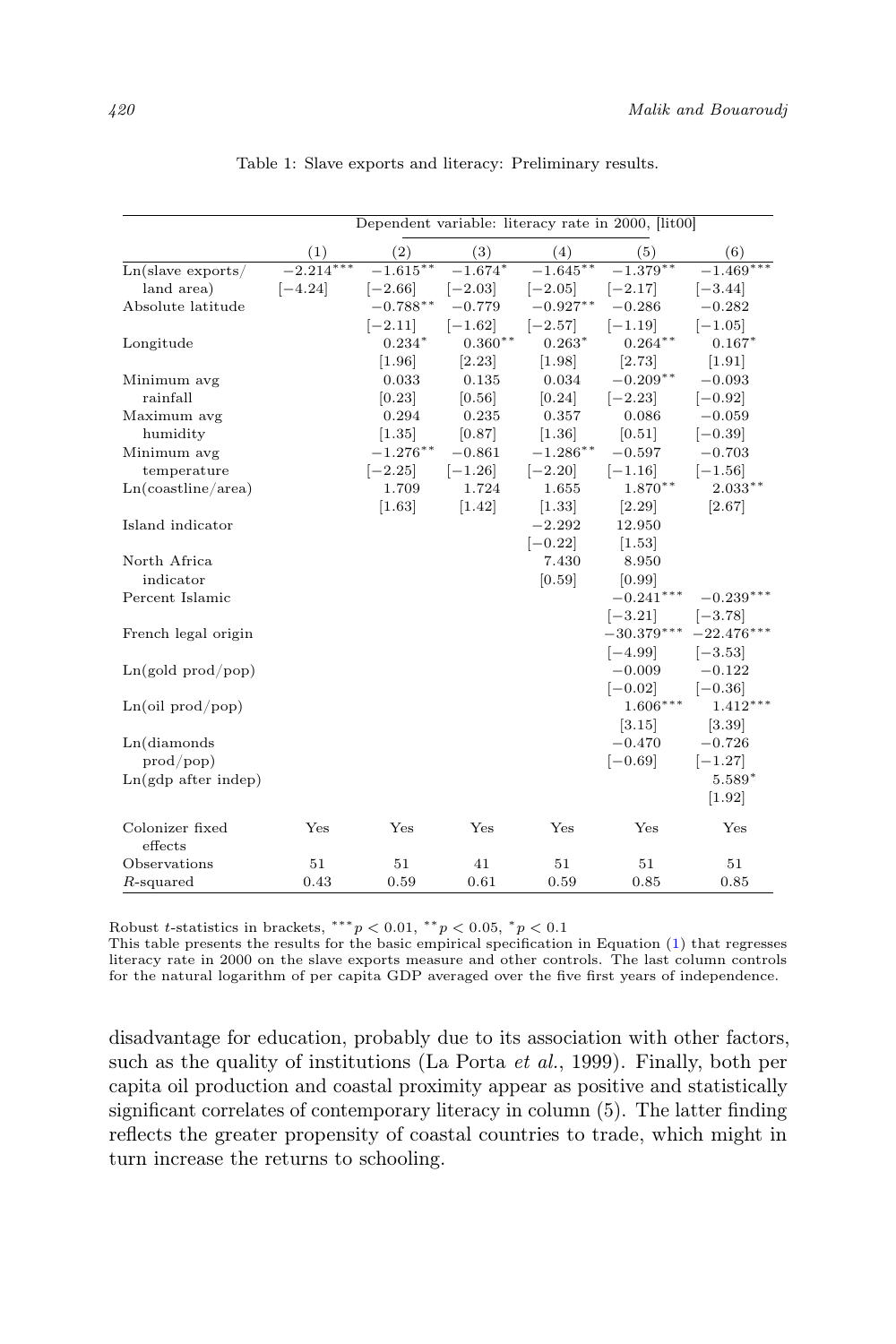Table 1: Slave exports and literacy: Preliminary results.

| | Dependent variable: literacy rate in 2000, [lit00] | | | | | |
|---|---|---|---|---|---|---|
| | (1) | (2) | (3) | (4) | (5) | (6) |
| Ln(slave exports/ land area) | $-2.214^{***}$ | $-1.615^{**}$ | $-1.674^{*}$ | $-1.645^{**}$ | $-1.379^{**}$ | $-1.469^{***}$ |
| | [−4.24] | [−2.66] | [−2.03] | [−2.05] | [−2.17] | [−3.44] |
| Absolute latitude | | $-0.788^{**}$ | $-0.779$ | $-0.927^{**}$ | $-0.286$ | $-0.282$ |
| | | [−2.11] | [−1.62] | [−2.57] | [−1.19] | [−1.05] |
| Longitude | | $0.234^{*}$ | $0.360^{**}$ | $0.263^{*}$ | $0.264^{**}$ | $0.167^{*}$ |
| | | [1.96] | [2.23] | [1.98] | [2.73] | [1.91] |
| Minimum avg rainfall | | 0.033 | 0.135 | 0.034 | $-0.209^{**}$ | $-0.093$ |
| | | [0.23] | [0.56] | [0.24] | [−2.23] | [−0.92] |
| Maximum avg humidity | | 0.294 | 0.235 | 0.357 | 0.086 | $-0.059$ |
| | | [1.35] | [0.87] | [1.36] | [0.51] | [−0.39] |
| Minimum avg temperature | | $-1.276^{**}$ | $-0.861$ | $-1.286^{**}$ | $-0.597$ | $-0.703$ |
| | | [−2.25] | [−1.26] | [−2.20] | [−1.16] | [−1.56] |
| Ln(coastline/area) | | 1.709 | 1.724 | 1.655 | $1.870^{**}$ | $2.033^{**}$ |
| | | [1.63] | [1.42] | [1.33] | [2.29] | [2.67] |
| Island indicator | | | | $-2.292$ | 12.950 | |
| | | | | [−0.22] | [1.53] | |
| North Africa indicator | | | | 7.430 | 8.950 | |
| | | | | [0.59] | [0.99] | |
| Percent Islamic | | | | | $-0.241^{***}$ | $-0.239^{***}$ |
| | | | | | [−3.21] | [−3.78] |
| French legal origin | | | | | $-30.379^{***}$ | $-22.476^{***}$ |
| | | | | | [−4.99] | [−3.53] |
| Ln(gold prod/pop) | | | | | $-0.009$ | $-0.122$ |
| | | | | | [−0.02] | [−0.36] |
| Ln(oil prod/pop) | | | | | $1.606^{***}$ | $1.412^{***}$ |
| | | | | | [3.15] | [3.39] |
| Ln(diamonds prod/pop) | | | | | $-0.470$ | $-0.726$ |
| | | | | | [−0.69] | [−1.27] |
| Ln(gdp after indep) | | | | | | $5.589^{*}$ |
| | | | | | | [1.92] |
| Colonizer fixed effects | Yes | Yes | Yes | Yes | Yes | Yes |
| Observations | 51 | 51 | 41 | 51 | 51 | 51 |
| $R$-squared | 0.43 | 0.59 | 0.61 | 0.59 | 0.85 | 0.85 |

Robust $t$-statistics in brackets, $^{***}p < 0.01$, $^{**}p < 0.05$, $^{*}p < 0.1$
This table presents the results for the basic empirical specification in Equation (1) that regresses literacy rate in 2000 on the slave exports measure and other controls. The last column controls for the natural logarithm of per capita GDP averaged over the five first years of independence.

disadvantage for education, probably due to its association with other factors, such as the quality of institutions (La Porta *et al.*, 1999). Finally, both per capita oil production and coastal proximity appear as positive and statistically significant correlates of contemporary literacy in column (5). The latter finding reflects the greater propensity of coastal countries to trade, which might in turn increase the returns to schooling.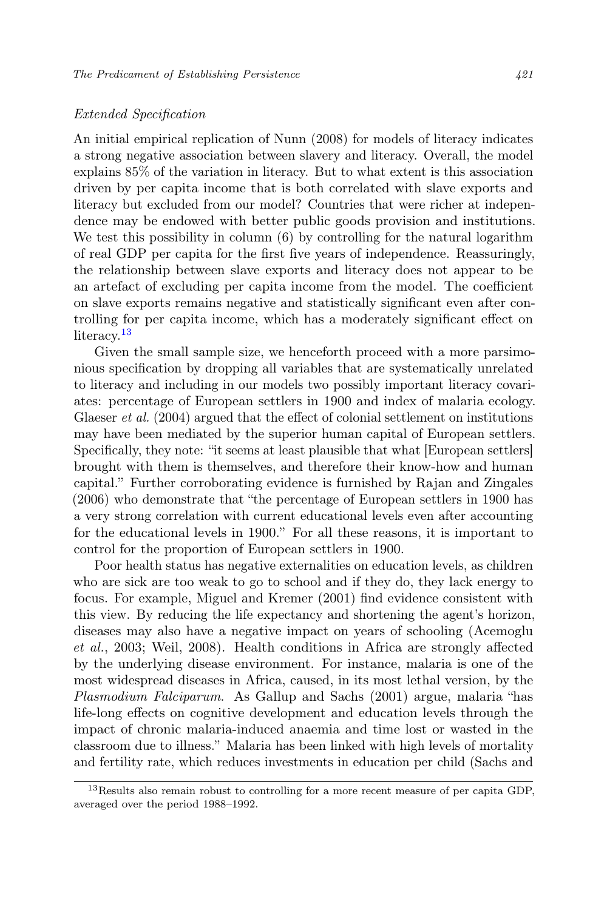*Extended Specification*

An initial empirical replication of Nunn (2008) for models of literacy indicates a strong negative association between slavery and literacy. Overall, the model explains 85% of the variation in literacy. But to what extent is this association driven by per capita income that is both correlated with slave exports and literacy but excluded from our model? Countries that were richer at independence may be endowed with better public goods provision and institutions. We test this possibility in column (6) by controlling for the natural logarithm of real GDP per capita for the first five years of independence. Reassuringly, the relationship between slave exports and literacy does not appear to be an artefact of excluding per capita income from the model. The coefficient on slave exports remains negative and statistically significant even after controlling for per capita income, which has a moderately significant effect on literacy.[13]

Given the small sample size, we henceforth proceed with a more parsimonious specification by dropping all variables that are systematically unrelated to literacy and including in our models two possibly important literacy covariates: percentage of European settlers in 1900 and index of malaria ecology. Glaeser *et al.* (2004) argued that the effect of colonial settlement on institutions may have been mediated by the superior human capital of European settlers. Specifically, they note: "it seems at least plausible that what [European settlers] brought with them is themselves, and therefore their know-how and human capital." Further corroborating evidence is furnished by Rajan and Zingales (2006) who demonstrate that "the percentage of European settlers in 1900 has a very strong correlation with current educational levels even after accounting for the educational levels in 1900." For all these reasons, it is important to control for the proportion of European settlers in 1900.

Poor health status has negative externalities on education levels, as children who are sick are too weak to go to school and if they do, they lack energy to focus. For example, Miguel and Kremer (2001) find evidence consistent with this view. By reducing the life expectancy and shortening the agent's horizon, diseases may also have a negative impact on years of schooling (Acemoglu *et al.*, 2003; Weil, 2008). Health conditions in Africa are strongly affected by the underlying disease environment. For instance, malaria is one of the most widespread diseases in Africa, caused, in its most lethal version, by the *Plasmodium Falciparum*. As Gallup and Sachs (2001) argue, malaria "has life-long effects on cognitive development and education levels through the impact of chronic malaria-induced anaemia and time lost or wasted in the classroom due to illness." Malaria has been linked with high levels of mortality and fertility rate, which reduces investments in education per child (Sachs and

[13] Results also remain robust to controlling for a more recent measure of per capita GDP, averaged over the period 1988–1992.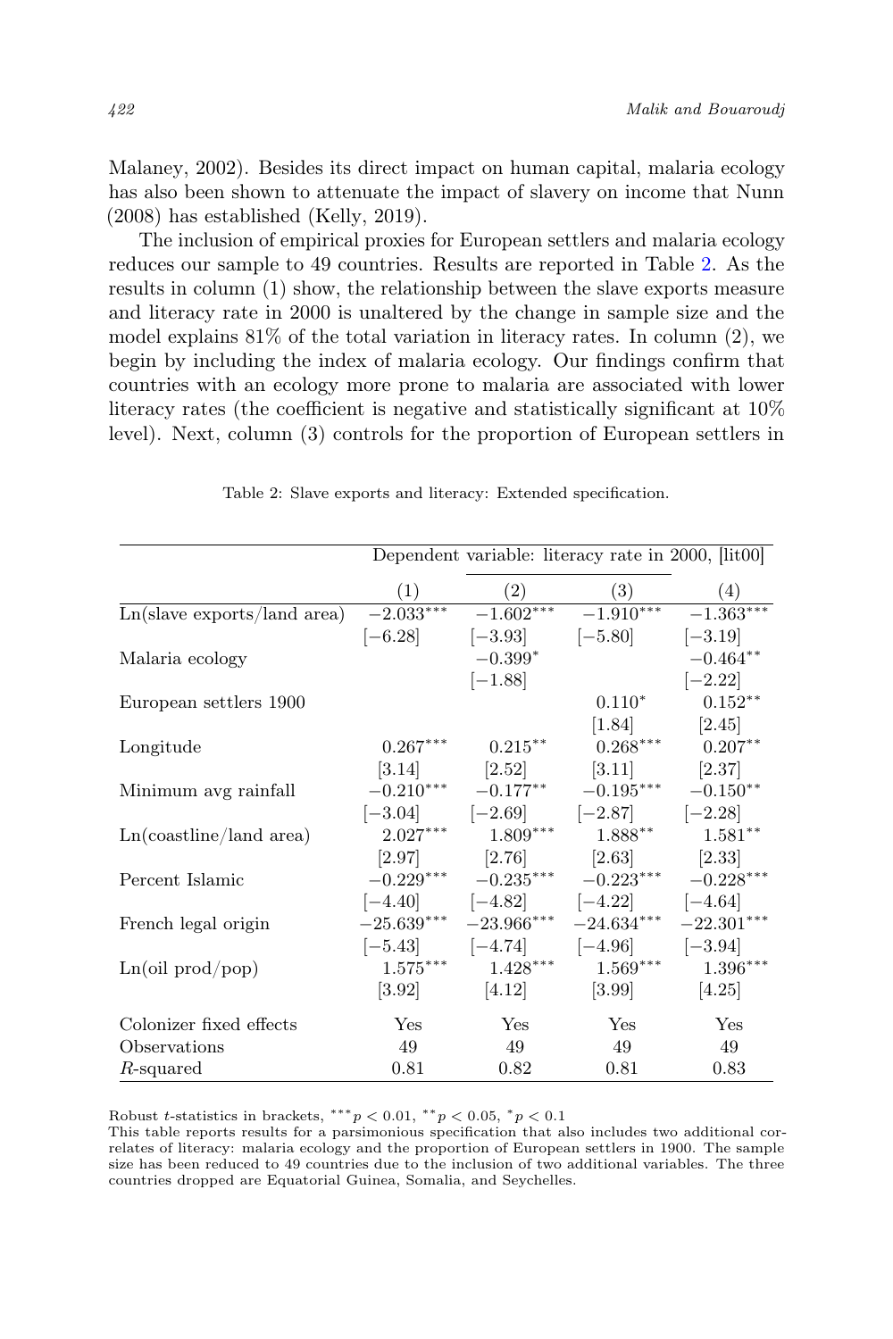Malaney, 2002). Besides its direct impact on human capital, malaria ecology has also been shown to attenuate the impact of slavery on income that Nunn (2008) has established (Kelly, 2019).

The inclusion of empirical proxies for European settlers and malaria ecology reduces our sample to 49 countries. Results are reported in Table 2. As the results in column (1) show, the relationship between the slave exports measure and literacy rate in 2000 is unaltered by the change in sample size and the model explains 81% of the total variation in literacy rates. In column (2), we begin by including the index of malaria ecology. Our findings confirm that countries with an ecology more prone to malaria are associated with lower literacy rates (the coefficient is negative and statistically significant at 10% level). Next, column (3) controls for the proportion of European settlers in

Table 2: Slave exports and literacy: Extended specification.

| | Dependent variable: literacy rate in 2000, [lit00] | | | |
|---|---|---|---|---|
| | (1) | (2) | (3) | (4) |
| Ln(slave exports/land area) | $-2.033^{***}$ | $-1.602^{***}$ | $-1.910^{***}$ | $-1.363^{***}$ |
| | [−6.28] | [−3.93] | [−5.80] | [−3.19] |
| Malaria ecology | | $-0.399^{*}$ | | $-0.464^{**}$ |
| | | [−1.88] | | [−2.22] |
| European settlers 1900 | | | $0.110^{*}$ | $0.152^{**}$ |
| | | | [1.84] | [2.45] |
| Longitude | $0.267^{***}$ | $0.215^{**}$ | $0.268^{***}$ | $0.207^{**}$ |
| | [3.14] | [2.52] | [3.11] | [2.37] |
| Minimum avg rainfall | $-0.210^{***}$ | $-0.177^{**}$ | $-0.195^{***}$ | $-0.150^{**}$ |
| | [−3.04] | [−2.69] | [−2.87] | [−2.28] |
| Ln(coastline/land area) | $2.027^{***}$ | $1.809^{***}$ | $1.888^{**}$ | $1.581^{**}$ |
| | [2.97] | [2.76] | [2.63] | [2.33] |
| Percent Islamic | $-0.229^{***}$ | $-0.235^{***}$ | $-0.223^{***}$ | $-0.228^{***}$ |
| | [−4.40] | [−4.82] | [−4.22] | [−4.64] |
| French legal origin | $-25.639^{***}$ | $-23.966^{***}$ | $-24.634^{***}$ | $-22.301^{***}$ |
| | [−5.43] | [−4.74] | [−4.96] | [−3.94] |
| Ln(oil prod/pop) | $1.575^{***}$ | $1.428^{***}$ | $1.569^{***}$ | $1.396^{***}$ |
| | [3.92] | [4.12] | [3.99] | [4.25] |
| Colonizer fixed effects | Yes | Yes | Yes | Yes |
| Observations | 49 | 49 | 49 | 49 |
| $R$-squared | 0.81 | 0.82 | 0.81 | 0.83 |

Robust $t$-statistics in brackets, $^{***}p < 0.01$, $^{**}p < 0.05$, $^{*}p < 0.1$

This table reports results for a parsimonious specification that also includes two additional correlates of literacy: malaria ecology and the proportion of European settlers in 1900. The sample size has been reduced to 49 countries due to the inclusion of two additional variables. The three countries dropped are Equatorial Guinea, Somalia, and Seychelles.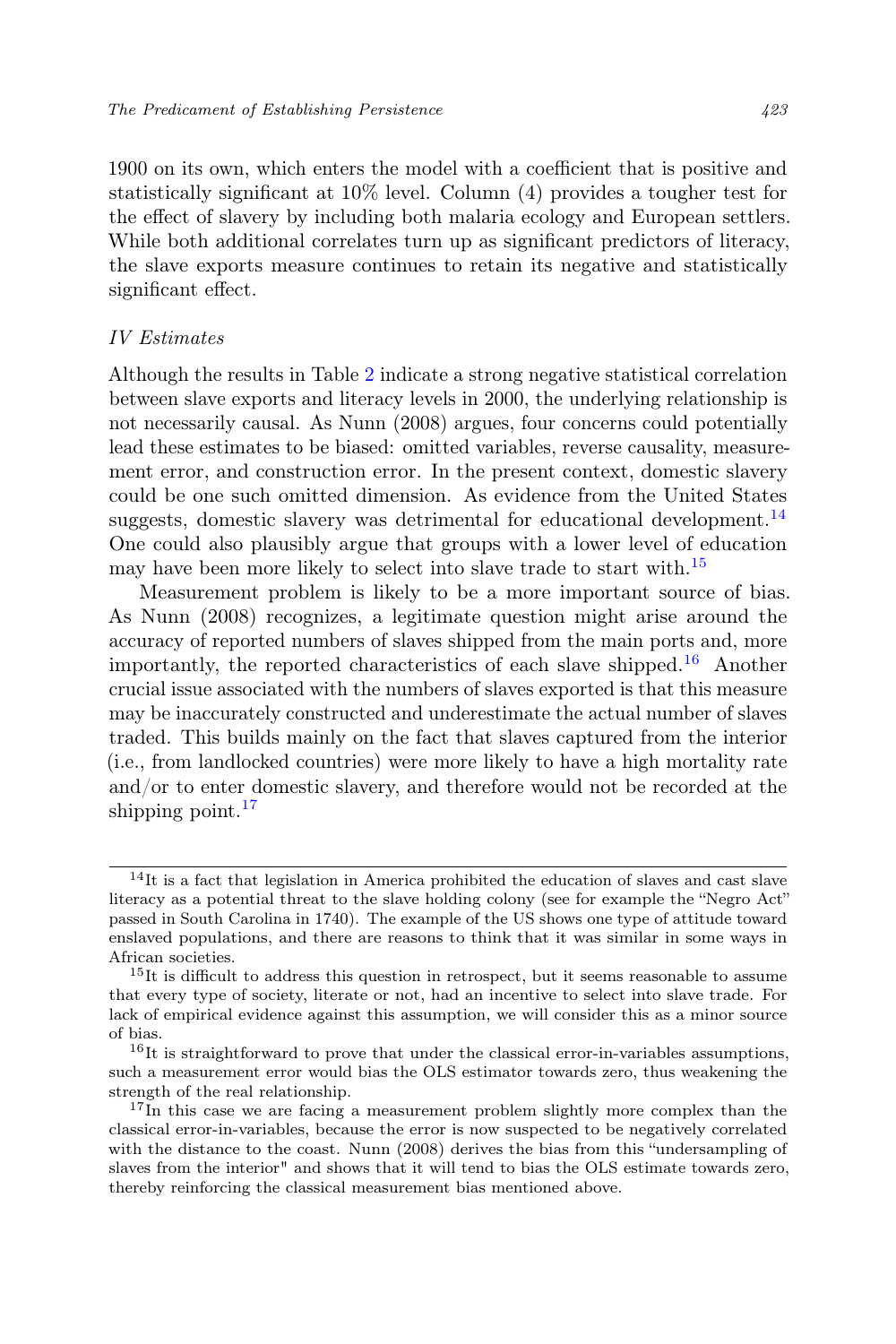1900 on its own, which enters the model with a coefficient that is positive and statistically significant at 10% level. Column (4) provides a tougher test for the effect of slavery by including both malaria ecology and European settlers. While both additional correlates turn up as significant predictors of literacy, the slave exports measure continues to retain its negative and statistically significant effect.

*IV Estimates*

Although the results in Table 2 indicate a strong negative statistical correlation between slave exports and literacy levels in 2000, the underlying relationship is not necessarily causal. As Nunn (2008) argues, four concerns could potentially lead these estimates to be biased: omitted variables, reverse causality, measurement error, and construction error. In the present context, domestic slavery could be one such omitted dimension. As evidence from the United States suggests, domestic slavery was detrimental for educational development.[14] One could also plausibly argue that groups with a lower level of education may have been more likely to select into slave trade to start with.[15]

Measurement problem is likely to be a more important source of bias. As Nunn (2008) recognizes, a legitimate question might arise around the accuracy of reported numbers of slaves shipped from the main ports and, more importantly, the reported characteristics of each slave shipped.[16] Another crucial issue associated with the numbers of slaves exported is that this measure may be inaccurately constructed and underestimate the actual number of slaves traded. This builds mainly on the fact that slaves captured from the interior (i.e., from landlocked countries) were more likely to have a high mortality rate and/or to enter domestic slavery, and therefore would not be recorded at the shipping point.[17]

---

[14] It is a fact that legislation in America prohibited the education of slaves and cast slave literacy as a potential threat to the slave holding colony (see for example the "Negro Act" passed in South Carolina in 1740). The example of the US shows one type of attitude toward enslaved populations, and there are reasons to think that it was similar in some ways in African societies.

[15] It is difficult to address this question in retrospect, but it seems reasonable to assume that every type of society, literate or not, had an incentive to select into slave trade. For lack of empirical evidence against this assumption, we will consider this as a minor source of bias.

[16] It is straightforward to prove that under the classical error-in-variables assumptions, such a measurement error would bias the OLS estimator towards zero, thus weakening the strength of the real relationship.

[17] In this case we are facing a measurement problem slightly more complex than the classical error-in-variables, because the error is now suspected to be negatively correlated with the distance to the coast. Nunn (2008) derives the bias from this "undersampling of slaves from the interior" and shows that it will tend to bias the OLS estimate towards zero, thereby reinforcing the classical measurement bias mentioned above.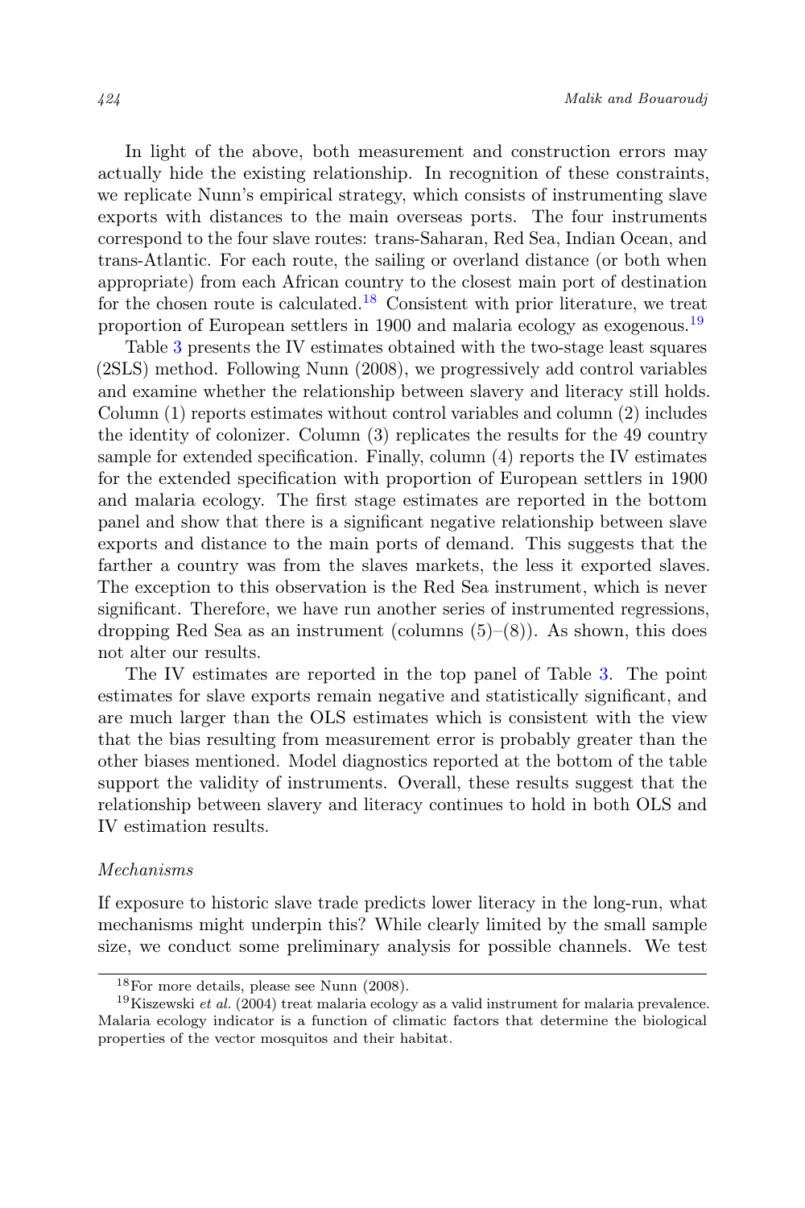In light of the above, both measurement and construction errors may actually hide the existing relationship. In recognition of these constraints, we replicate Nunn's empirical strategy, which consists of instrumenting slave exports with distances to the main overseas ports. The four instruments correspond to the four slave routes: trans-Saharan, Red Sea, Indian Ocean, and trans-Atlantic. For each route, the sailing or overland distance (or both when appropriate) from each African country to the closest main port of destination for the chosen route is calculated.[18] Consistent with prior literature, we treat proportion of European settlers in 1900 and malaria ecology as exogenous.[19]

Table 3 presents the IV estimates obtained with the two-stage least squares (2SLS) method. Following Nunn (2008), we progressively add control variables and examine whether the relationship between slavery and literacy still holds. Column (1) reports estimates without control variables and column (2) includes the identity of colonizer. Column (3) replicates the results for the 49 country sample for extended specification. Finally, column (4) reports the IV estimates for the extended specification with proportion of European settlers in 1900 and malaria ecology. The first stage estimates are reported in the bottom panel and show that there is a significant negative relationship between slave exports and distance to the main ports of demand. This suggests that the farther a country was from the slaves markets, the less it exported slaves. The exception to this observation is the Red Sea instrument, which is never significant. Therefore, we have run another series of instrumented regressions, dropping Red Sea as an instrument (columns (5)–(8)). As shown, this does not alter our results.

The IV estimates are reported in the top panel of Table 3. The point estimates for slave exports remain negative and statistically significant, and are much larger than the OLS estimates which is consistent with the view that the bias resulting from measurement error is probably greater than the other biases mentioned. Model diagnostics reported at the bottom of the table support the validity of instruments. Overall, these results suggest that the relationship between slavery and literacy continues to hold in both OLS and IV estimation results.

*Mechanisms*

If exposure to historic slave trade predicts lower literacy in the long-run, what mechanisms might underpin this? While clearly limited by the small sample size, we conduct some preliminary analysis for possible channels. We test

[18] For more details, please see Nunn (2008).

[19] Kiszewski *et al.* (2004) treat malaria ecology as a valid instrument for malaria prevalence. Malaria ecology indicator is a function of climatic factors that determine the biological properties of the vector mosquitos and their habitat.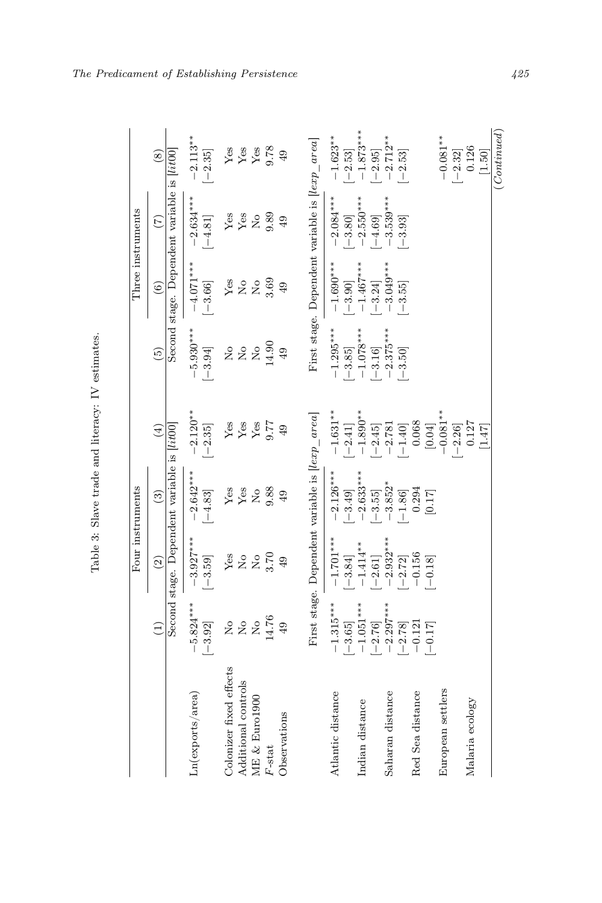Table 3: Slave trade and literacy: IV estimates.

| | Four instruments | | | | Three instruments | | | |
|---|---|---|---|---|---|---|---|---|
| | (1) | (2) | (3) | (4) | (5) | (6) | (7) | (8) |
| | Second stage. Dependent variable is [*lit00*] | | | | Second stage. Dependent variable is [*lit00*] | | | |
| Ln(exports/area) | −5.824*** | −3.927*** | −2.642*** | −2.120** | −5.930*** | −4.071*** | −2.634*** | −2.113** |
| | [−3.92] | [−3.59] | [−4.83] | [−2.35] | [−3.94] | [−3.66] | [−4.81] | [−2.35] |
| Colonizer fixed effects | No | Yes | Yes | Yes | No | Yes | Yes | Yes |
| Additional controls | No | No | Yes | Yes | No | No | Yes | Yes |
| ME & Euro1900 | No | No | No | Yes | No | No | No | Yes |
| $F$-stat | 14.76 | 3.70 | 9.88 | 9.77 | 14.90 | 3.69 | 9.89 | 9.78 |
| Observations | 49 | 49 | 49 | 49 | 49 | 49 | 49 | 49 |
| | First stage. Dependent variable is [*lexp_area*] | | | | First stage. Dependent variable is [*lexp_area*] | | | |
| Atlantic distance | −1.315*** | −1.701*** | −2.126*** | −1.631** | −1.295*** | −1.690*** | −2.084*** | −1.623** |
| | [−3.65] | [−3.84] | [−3.49] | [−2.41] | [−3.85] | [−3.90] | [−3.80] | [−2.53] |
| Indian distance | −1.051*** | −1.414** | −2.633*** | −1.890** | −1.078*** | −1.467*** | −2.550*** | −1.873*** |
| | [−2.76] | [−2.61] | [−3.55] | [−2.45] | [−3.16] | [−3.24] | [−4.69] | [−2.95] |
| Saharan distance | −2.297*** | −2.932*** | −3.852* | −2.781 | −2.375*** | −3.049*** | −3.539*** | −2.712** |
| | [−2.78] | [−2.72] | [−1.86] | [−1.40] | [−3.50] | [−3.55] | [−3.93] | [−2.53] |
| Red Sea distance | −0.121 | −0.156 | 0.294 | 0.068 | | | | |
| | [−0.17] | [−0.18] | [0.17] | [0.04] | | | | |
| European settlers | | | | −0.081** | | | | −0.081** |
| | | | | [−2.26] | | | | [−2.32] |
| Malaria ecology | | | | 0.127 | | | | 0.126 |
| | | | | [1.47] | | | | [1.50] |

(*Continued*)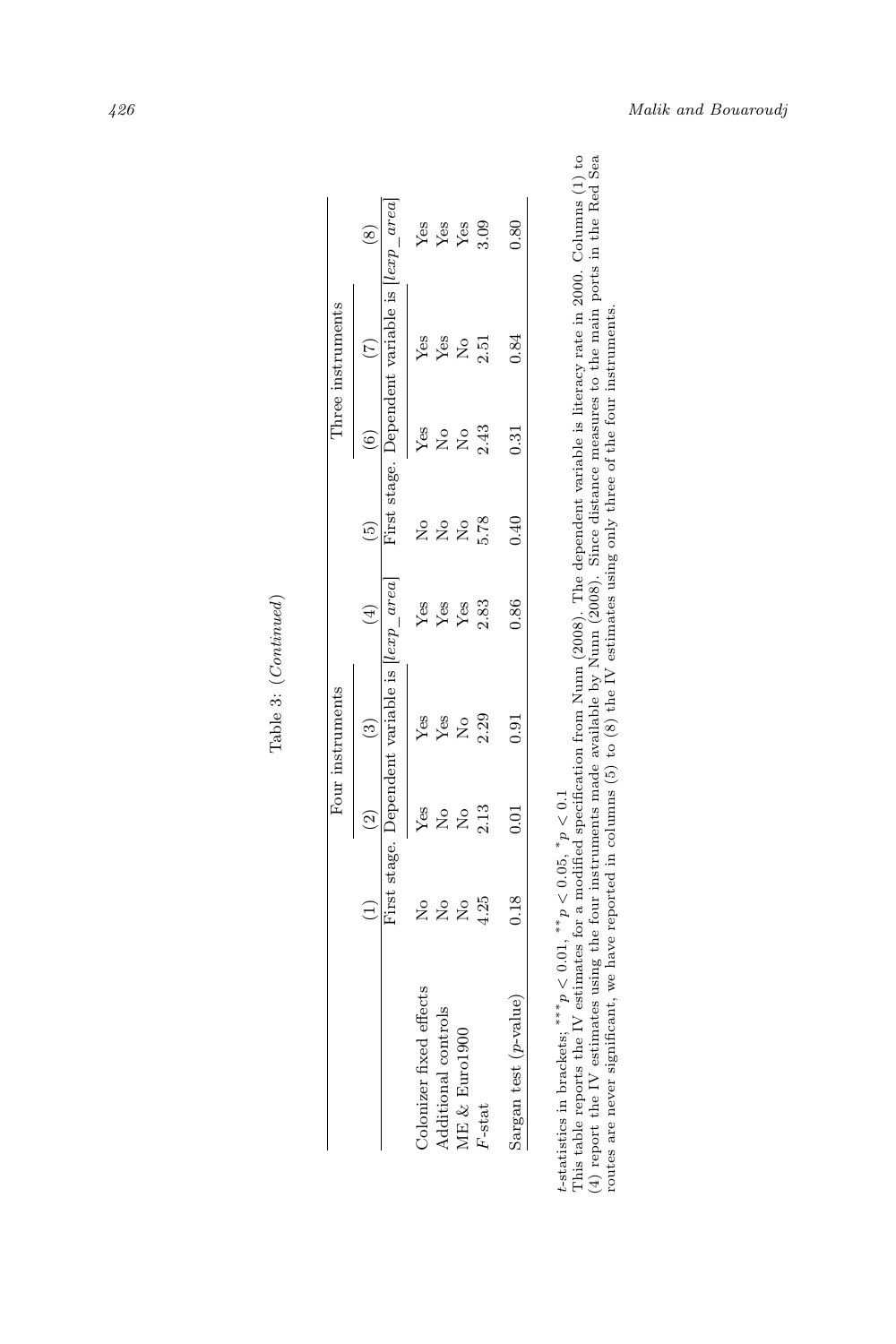Table 3: (*Continued*)

| | Four instruments | | | | Three instruments | | | |
|---|---|---|---|---|---|---|---|---|
| | (1) | (2) | (3) | (4) | (5) | (6) | (7) | (8) |
| | First stage. Dependent variable is [$lexp\_area$] | | | | First stage. Dependent variable is [$lexp\_area$] | | | |
| Colonizer fixed effects | No | Yes | Yes | Yes | No | Yes | Yes | Yes |
| Additional controls | No | No | Yes | Yes | No | No | Yes | Yes |
| ME & Euro1900 | No | No | No | Yes | No | No | No | Yes |
| $F$-stat | 4.25 | 2.13 | 2.29 | 2.83 | 5.78 | 2.43 | 2.51 | 3.09 |
| Sargan test ($p$-value) | 0.18 | 0.01 | 0.91 | 0.86 | 0.40 | 0.31 | 0.84 | 0.80 |

$t$-statistics in brackets; $^{***}p < 0.01$, $^{**}p < 0.05$, $^{*}p < 0.1$

This table reports the IV estimates for a modified specification from Nunn (2008). The dependent variable is literacy rate in 2000. Columns (1) to (4) report the IV estimates using the four instruments made available by Nunn (2008). Since distance measures to the main ports in the Red Sea routes are never significant, we have reported in columns (5) to (8) the IV estimates using only three of the four instruments.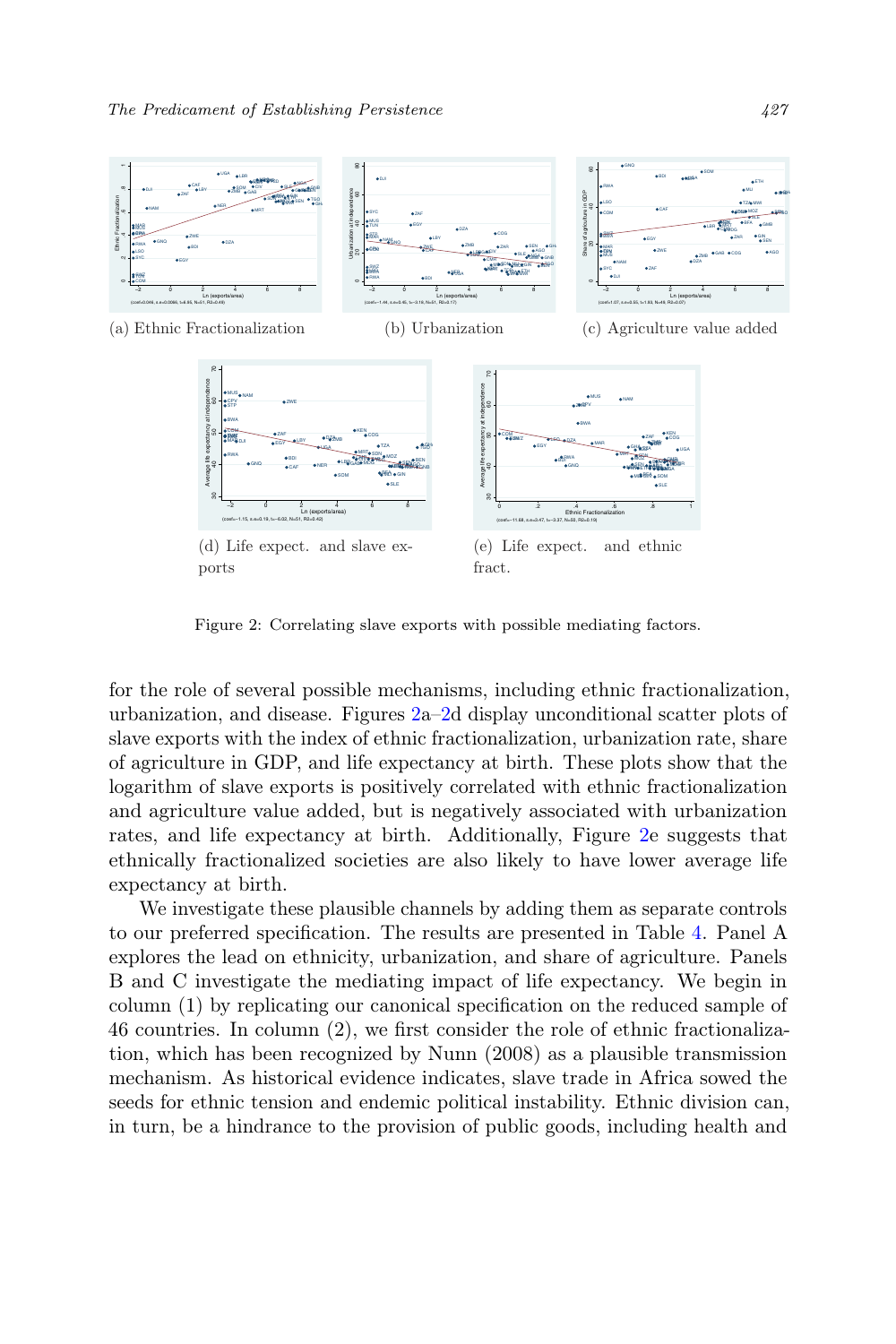(a) Ethnic Fractionalization

(b) Urbanization

(c) Agriculture value added

(d) Life expect. and slave exports

(e) Life expect. and ethnic fract.

Figure 2: Correlating slave exports with possible mediating factors.

for the role of several possible mechanisms, including ethnic fractionalization, urbanization, and disease. Figures 2a–2d display unconditional scatter plots of slave exports with the index of ethnic fractionalization, urbanization rate, share of agriculture in GDP, and life expectancy at birth. These plots show that the logarithm of slave exports is positively correlated with ethnic fractionalization and agriculture value added, but is negatively associated with urbanization rates, and life expectancy at birth. Additionally, Figure 2e suggests that ethnically fractionalized societies are also likely to have lower average life expectancy at birth.

We investigate these plausible channels by adding them as separate controls to our preferred specification. The results are presented in Table 4. Panel A explores the lead on ethnicity, urbanization, and share of agriculture. Panels B and C investigate the mediating impact of life expectancy. We begin in column (1) by replicating our canonical specification on the reduced sample of 46 countries. In column (2), we first consider the role of ethnic fractionalization, which has been recognized by Nunn (2008) as a plausible transmission mechanism. As historical evidence indicates, slave trade in Africa sowed the seeds for ethnic tension and endemic political instability. Ethnic division can, in turn, be a hindrance to the provision of public goods, including health and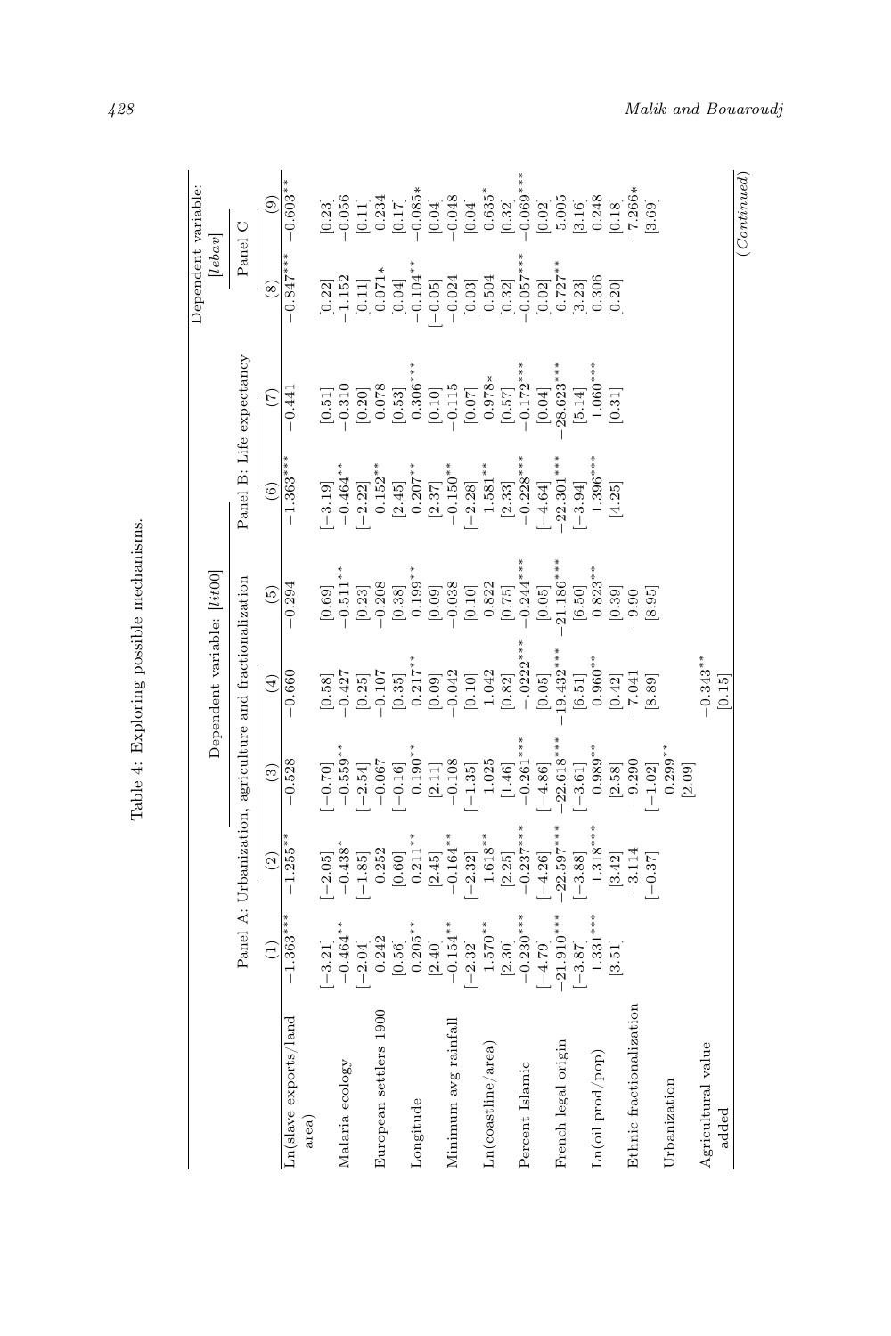Table 4: Exploring possible mechanisms.

| | Dependent variable: [*lit00*] | | | | | | | Dependent variable: [*lebav*] | |
|---|---|---|---|---|---|---|---|---|---|
| | Panel A: Urbanization, agriculture and fractionalization | | | | | Panel B: Life expectancy | | Panel C | |
| | (1) | (2) | (3) | (4) | (5) | (6) | (7) | (8) | (9) |
| Ln(slave exports/land area) | −1.363*** | −1.255** | −0.528 | −0.660 | −0.294 | −1.363*** | −0.441 | −0.847**** | −0.603** |
| | [−3.21] | [−2.05] | [−0.70] | [0.58] | [0.69] | [−3.19] | [0.51] | [0.22] | [0.23] |
| Malaria ecology | −0.464** | −0.438* | −0.559** | −0.427 | −0.511** | −0.464** | −0.310 | −1.152 | −0.056 |
| | [−2.04] | [−1.85] | [−2.54] | [0.25] | [0.23] | [−2.22] | [0.20] | [0.11] | [0.11] |
| European settlers 1900 | 0.242 | 0.252 | −0.067 | −0.107 | −0.208 | 0.152** | 0.078 | 0.071* | 0.234 |
| | [0.56] | [0.60] | [−0.16] | [0.35] | [0.38] | [2.45] | [0.53] | [0.04] | [0.17] |
| Longitude | 0.205** | 0.211** | 0.190** | 0.217** | 0.199** | 0.207** | 0.306*** | −0.104** | −0.085* |
| | [2.40] | [2.45] | [2.11] | [0.09] | [0.09] | [2.37] | [0.10] | [−0.05] | [0.04] |
| Minimum avg rainfall | −0.154** | −0.164** | −0.108 | −0.042 | −0.038 | −0.150** | −0.115 | −0.024 | −0.048 |
| | [−2.32] | [−2.32] | [−1.35] | [0.10] | [0.10] | [−2.28] | [0.07] | [0.03] | [0.04] |
| Ln(coastline/area) | 1.570** | 1.618** | 1.025 | 1.042 | 0.822 | 1.581** | 0.978* | 0.504 | 0.635* |
| | [2.30] | [2.25] | [1.46] | [0.82] | [0.75] | [2.33] | [0.57] | [0.32] | [0.32] |
| Percent Islamic | −0.230*** | −0.237*** | −0.261*** | −.0222*** | −0.244*** | −0.228*** | −0.172*** | −0.057*** | −0.069*** |
| | [−4.79] | [−4.26] | [−4.86] | [0.05] | [0.05] | [−4.64] | [0.04] | [0.02] | [0.02] |
| French legal origin | −21.910*** | −22.597*** | −22.618*** | −19.432*** | −21.186*** | −22.301*** | −28.623*** | 6.727** | 5.005 |
| | [−3.87] | [−3.88] | [−3.61] | [6.51] | [6.50] | [−3.94] | [5.14] | [3.23] | [3.16] |
| Ln(oil prod/pop) | 1.331*** | 1.318*** | 0.989** | 0.960** | 0.823** | 1.396*** | 1.060*** | 0.306 | 0.248 |
| | [3.51] | [3.42] | [2.58] | [0.42] | [0.39] | [4.25] | [0.31] | [0.20] | [0.18] |
| Ethnic fractionalization | | −3.114 | −9.290 | −7.041 | −9.90 | | | | −7.266* |
| | | [−0.37] | [−1.02] | [8.89] | [8.95] | | | | [3.69] |
| Urbanization | | | 0.299** | | | | | | |
| | | | [2.09] | | | | | | |
| Agricultural value added | | | | −0.343** | | | | | |
| | | | | [0.15] | | | | | |

(*Continued*)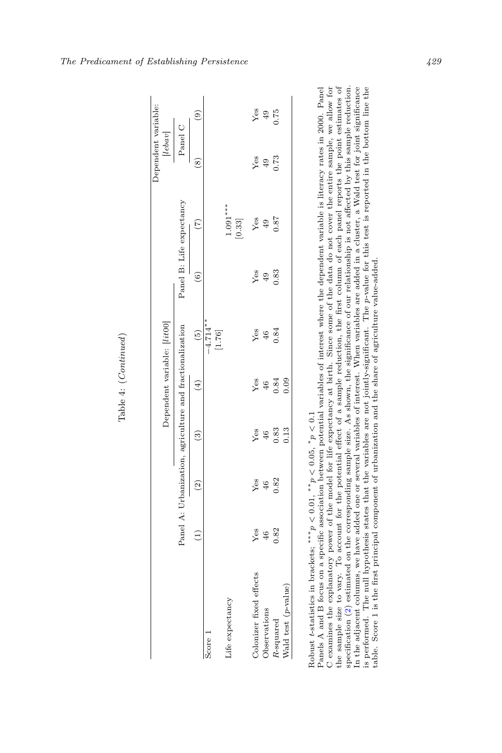Table 4: (*Continued*)

| | Dependent variable: [*lit00*] | | | | | | | Dependent variable: [*lebav*] | |
|---|---|---|---|---|---|---|---|---|---|
| | Panel A: Urbanization, agriculture and fractionalization | | | | | Panel B: Life expectancy | | Panel C | |
| | (1) | (2) | (3) | (4) | (5) | (6) | (7) | (8) | (9) |
| Score 1 | | | | | $-4.714^{**}$ | | | | |
| | | | | | [1.76] | | | | |
| Life expectancy | | | | | | | $1.091^{***}$ | | |
| | | | | | | | [0.33] | | |
| Colonizer fixed effects | Yes | Yes | Yes | Yes | Yes | Yes | Yes | Yes | Yes |
| Observations | 46 | 46 | 46 | 46 | 46 | 49 | 49 | 49 | 49 |
| $R$-squared | 0.82 | 0.82 | 0.83 | 0.84 | 0.84 | 0.83 | 0.87 | 0.73 | 0.75 |
| Wald test ($p$-value) | | | 0.13 | 0.09 | | | | | |

Robust $t$-statistics in brackets; $^{***}p < 0.01$, $^{**}p < 0.05$, $^{*}p < 0.1$

Panels A and B focus on a specific association between potential variables of interest where the dependent variable is literacy rates in 2000. Panel C examines the explanatory power of the model for life expectancy at birth. Since some of the data do not cover the entire sample, we allow for the sample size to vary. To account for the potential effect of a sample reduction, the first column of each panel reports the point estimates of specification (2) estimated on the corresponding sample size. As shown, the significance of our relationship is not affected by this sample reduction. In the adjacent columns, we have added one or several variables of interest. When variables are added in a cluster, a Wald test for joint significance is performed. The null hypothesis states that the variables are not jointly-significant. The $p$-value for this test is reported in the bottom line the table. Score 1 is the first principal component of urbanization and the share of agriculture value-added.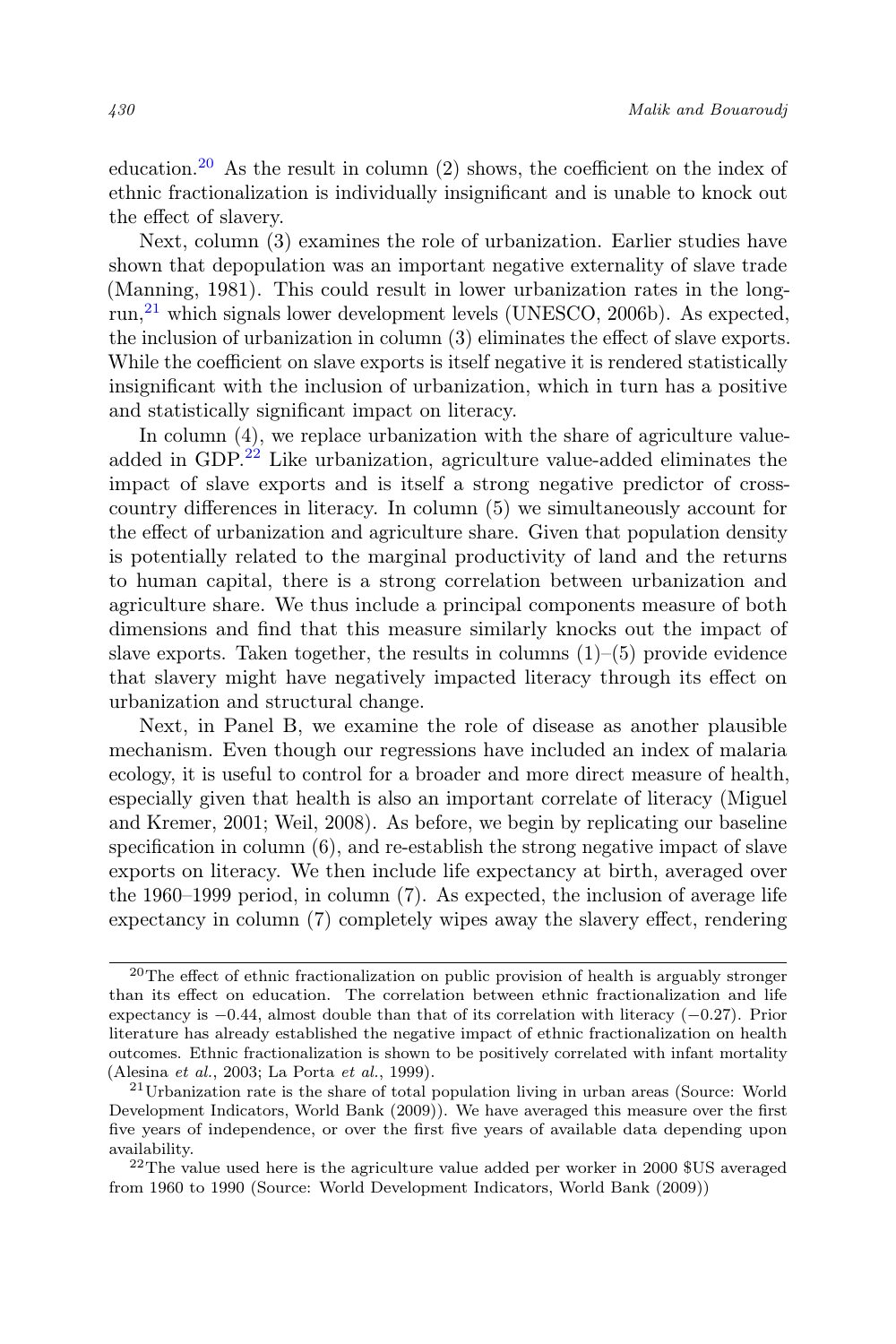education.[20] As the result in column (2) shows, the coefficient on the index of ethnic fractionalization is individually insignificant and is unable to knock out the effect of slavery.

Next, column (3) examines the role of urbanization. Earlier studies have shown that depopulation was an important negative externality of slave trade (Manning, 1981). This could result in lower urbanization rates in the long-run,[21] which signals lower development levels (UNESCO, 2006b). As expected, the inclusion of urbanization in column (3) eliminates the effect of slave exports. While the coefficient on slave exports is itself negative it is rendered statistically insignificant with the inclusion of urbanization, which in turn has a positive and statistically significant impact on literacy.

In column (4), we replace urbanization with the share of agriculture value-added in GDP.[22] Like urbanization, agriculture value-added eliminates the impact of slave exports and is itself a strong negative predictor of cross-country differences in literacy. In column (5) we simultaneously account for the effect of urbanization and agriculture share. Given that population density is potentially related to the marginal productivity of land and the returns to human capital, there is a strong correlation between urbanization and agriculture share. We thus include a principal components measure of both dimensions and find that this measure similarly knocks out the impact of slave exports. Taken together, the results in columns (1)–(5) provide evidence that slavery might have negatively impacted literacy through its effect on urbanization and structural change.

Next, in Panel B, we examine the role of disease as another plausible mechanism. Even though our regressions have included an index of malaria ecology, it is useful to control for a broader and more direct measure of health, especially given that health is also an important correlate of literacy (Miguel and Kremer, 2001; Weil, 2008). As before, we begin by replicating our baseline specification in column (6), and re-establish the strong negative impact of slave exports on literacy. We then include life expectancy at birth, averaged over the 1960–1999 period, in column (7). As expected, the inclusion of average life expectancy in column (7) completely wipes away the slavery effect, rendering

---

[20] The effect of ethnic fractionalization on public provision of health is arguably stronger than its effect on education. The correlation between ethnic fractionalization and life expectancy is −0.44, almost double than that of its correlation with literacy (−0.27). Prior literature has already established the negative impact of ethnic fractionalization on health outcomes. Ethnic fractionalization is shown to be positively correlated with infant mortality (Alesina *et al.*, 2003; La Porta *et al.*, 1999).

[21] Urbanization rate is the share of total population living in urban areas (Source: World Development Indicators, World Bank (2009)). We have averaged this measure over the first five years of independence, or over the first five years of available data depending upon availability.

[22] The value used here is the agriculture value added per worker in 2000 $US averaged from 1960 to 1990 (Source: World Development Indicators, World Bank (2009))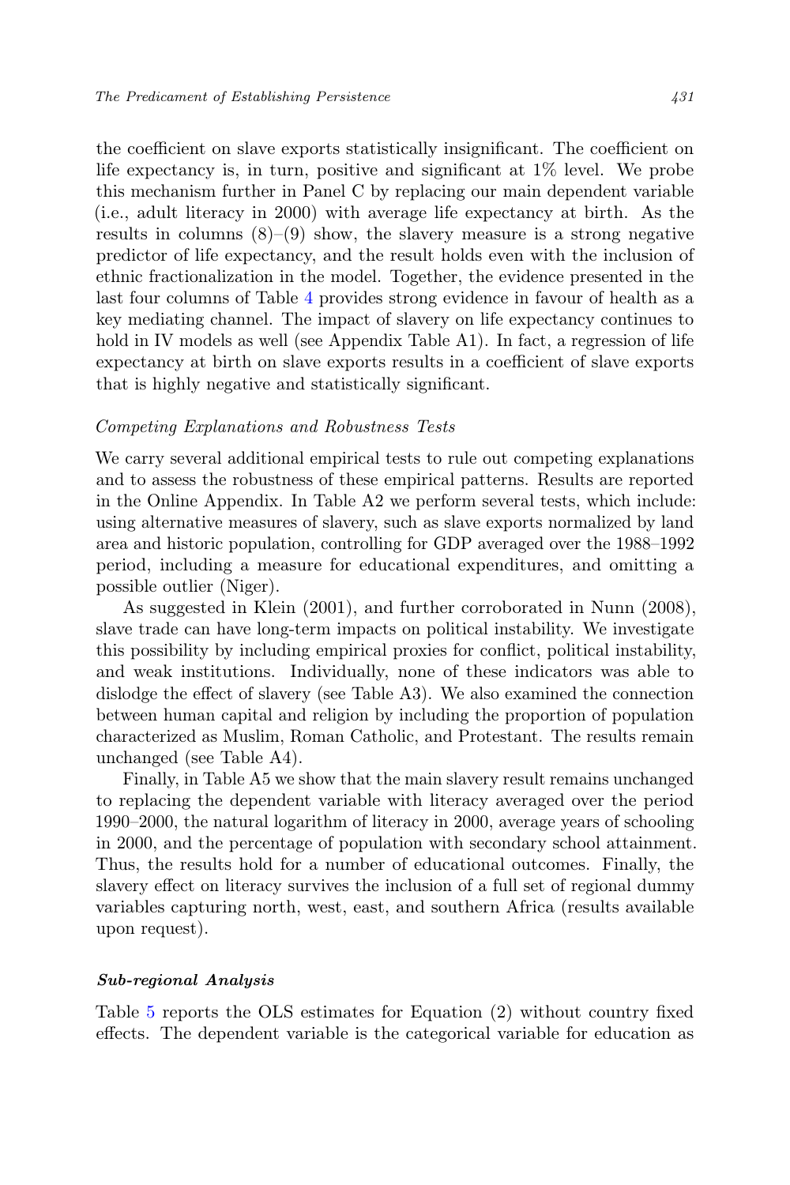the coefficient on slave exports statistically insignificant. The coefficient on life expectancy is, in turn, positive and significant at 1% level. We probe this mechanism further in Panel C by replacing our main dependent variable (i.e., adult literacy in 2000) with average life expectancy at birth. As the results in columns (8)–(9) show, the slavery measure is a strong negative predictor of life expectancy, and the result holds even with the inclusion of ethnic fractionalization in the model. Together, the evidence presented in the last four columns of Table 4 provides strong evidence in favour of health as a key mediating channel. The impact of slavery on life expectancy continues to hold in IV models as well (see Appendix Table A1). In fact, a regression of life expectancy at birth on slave exports results in a coefficient of slave exports that is highly negative and statistically significant.

*Competing Explanations and Robustness Tests*

We carry several additional empirical tests to rule out competing explanations and to assess the robustness of these empirical patterns. Results are reported in the Online Appendix. In Table A2 we perform several tests, which include: using alternative measures of slavery, such as slave exports normalized by land area and historic population, controlling for GDP averaged over the 1988–1992 period, including a measure for educational expenditures, and omitting a possible outlier (Niger).

As suggested in Klein (2001), and further corroborated in Nunn (2008), slave trade can have long-term impacts on political instability. We investigate this possibility by including empirical proxies for conflict, political instability, and weak institutions. Individually, none of these indicators was able to dislodge the effect of slavery (see Table A3). We also examined the connection between human capital and religion by including the proportion of population characterized as Muslim, Roman Catholic, and Protestant. The results remain unchanged (see Table A4).

Finally, in Table A5 we show that the main slavery result remains unchanged to replacing the dependent variable with literacy averaged over the period 1990–2000, the natural logarithm of literacy in 2000, average years of schooling in 2000, and the percentage of population with secondary school attainment. Thus, the results hold for a number of educational outcomes. Finally, the slavery effect on literacy survives the inclusion of a full set of regional dummy variables capturing north, west, east, and southern Africa (results available upon request).

***Sub-regional Analysis***

Table 5 reports the OLS estimates for Equation (2) without country fixed effects. The dependent variable is the categorical variable for education as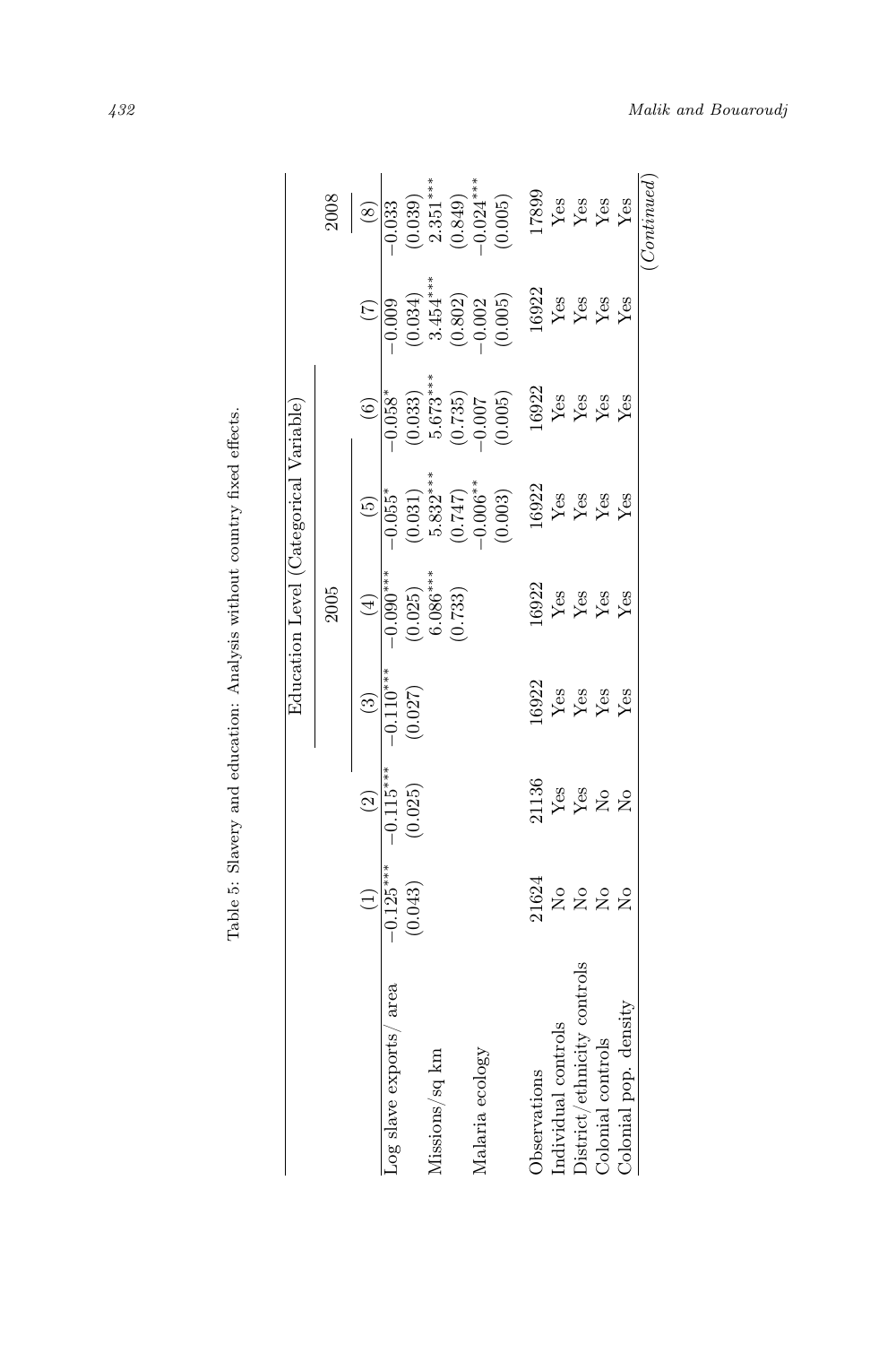Table 5: Slavery and education: Analysis without country fixed effects.

| | Education Level (Categorical Variable) | | | | | | | |
|---|---|---|---|---|---|---|---|---|
| | | | 2005 | | | | | 2008 |
| | (1) | (2) | (3) | (4) | (5) | (6) | (7) | (8) |
| Log slave exports/ area | −0.125*** | −0.115*** | −0.110*** | −0.090*** | −0.055* | −0.058* | −0.009 | −0.033 |
| | (0.043) | (0.025) | (0.027) | (0.025) | (0.031) | (0.033) | (0.034) | (0.039) |
| Missions/sq km | | | | 6.086*** | 5.832*** | 5.673*** | 3.454*** | 2.351*** |
| | | | | (0.733) | (0.747) | (0.735) | (0.802) | (0.849) |
| Malaria ecology | | | | | −0.006** | −0.007 | −0.002 | −0.024*** |
| | | | | | (0.003) | (0.005) | (0.005) | (0.005) |
| Observations | 21624 | 21136 | 16922 | 16922 | 16922 | 16922 | 16922 | 17899 |
| Individual controls | No | Yes | Yes | Yes | Yes | Yes | Yes | Yes |
| District/ethnicity controls | No | Yes | Yes | Yes | Yes | Yes | Yes | Yes |
| Colonial controls | No | No | Yes | Yes | Yes | Yes | Yes | Yes |
| Colonial pop. density | No | No | Yes | Yes | Yes | Yes | Yes | Yes |

(*Continued*)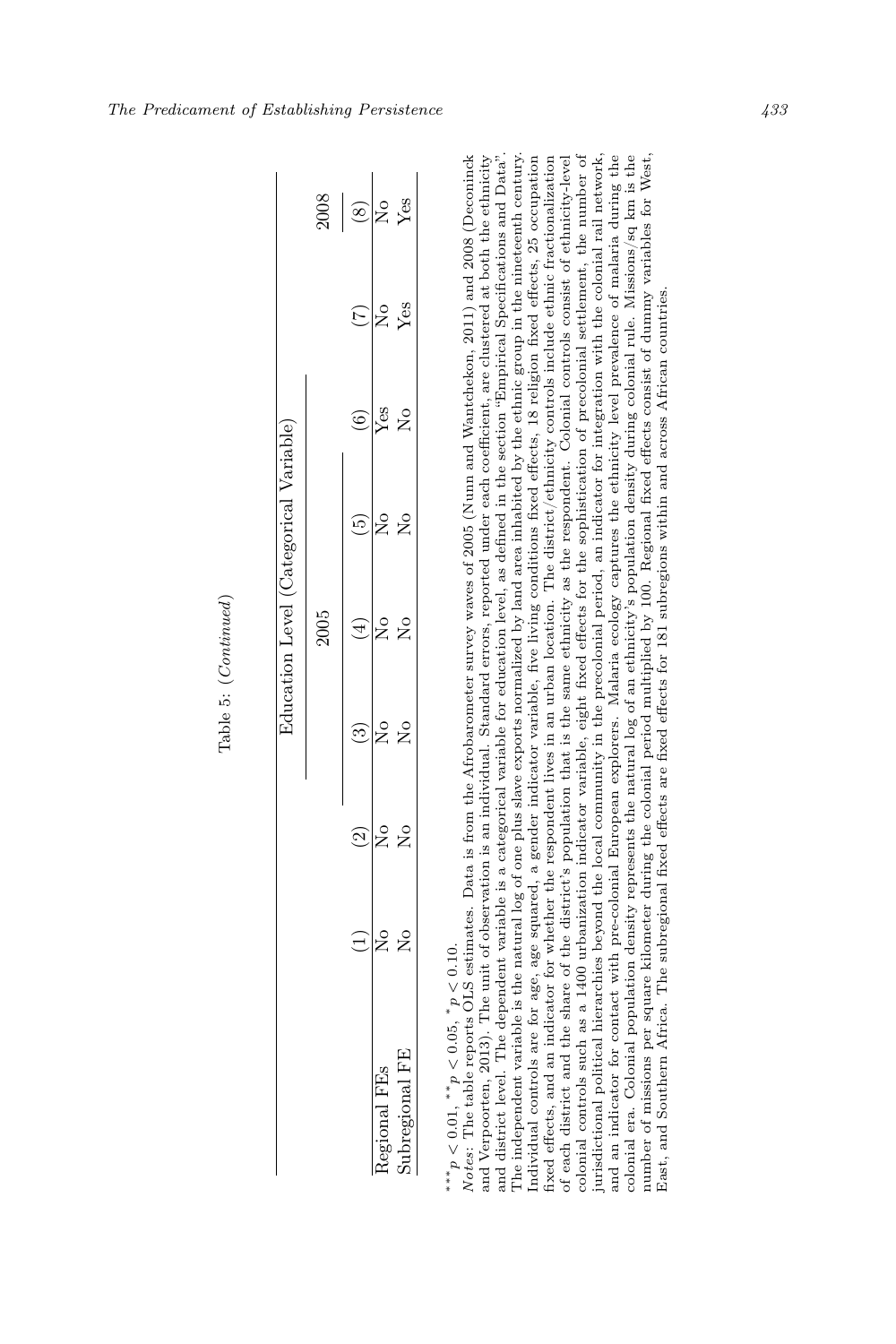Table 5: (*Continued*)

| | Education Level (Categorical Variable) | | | | | | | |
|---|---|---|---|---|---|---|---|---|
| | | | 2005 | | | | | 2008 |
| | (1) | (2) | (3) | (4) | (5) | (6) | (7) | (8) |
| Regional FEs | No | No | No | No | No | Yes | No | No |
| Subregional FE | No | No | No | No | No | No | Yes | Yes |

$^{***}p < 0.01$, $^{**}p < 0.05$, $^{*}p < 0.10$.

*Notes*: The table reports OLS estimates. Data is from the Afrobarometer survey waves of 2005 (Nunn and Wantchekon, 2011) and 2008 (Deconinck and Verpoorten, 2013). The unit of observation is an individual. Standard errors, reported under each coefficient, are clustered at both the ethnicity and district level. The dependent variable is a categorical variable for education level, as defined in the section "Empirical Specifications and Data". The independent variable is the natural log of one plus slave exports normalized by land area inhabited by the ethnic group in the nineteenth century. Individual controls are for age, age squared, a gender indicator variable, five living conditions fixed effects, 18 religion fixed effects, 25 occupation fixed effects, and an indicator for whether the respondent lives in an urban location. The district/ethnicity controls include ethnic fractionalization of each district and the share of the district's population that is the same ethnicity as the respondent. Colonial controls consist of ethnicity-level colonial controls such as a 1400 urbanization indicator variable, eight fixed effects for the sophistication of precolonial settlement, the number of jurisdictional political hierarchies beyond the local community in the precolonial period, an indicator for integration with the colonial rail network, and an indicator for contact with pre-colonial European explorers. Malaria ecology captures the ethnicity level prevalence of malaria during the colonial era. Colonial population density represents the natural log of an ethnicity's population density during colonial rule. Missions/sq km is the number of missions per square kilometer during the colonial period multiplied by 100. Regional fixed effects consist of dummy variables for West, East, and Southern Africa. The subregional fixed effects are fixed effects for 181 subregions within and across African countries.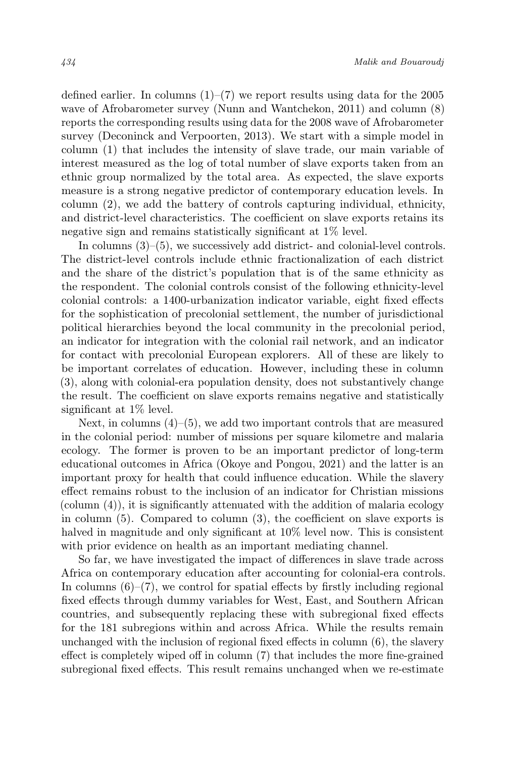defined earlier. In columns (1)–(7) we report results using data for the 2005 wave of Afrobarometer survey (Nunn and Wantchekon, 2011) and column (8) reports the corresponding results using data for the 2008 wave of Afrobarometer survey (Deconinck and Verpoorten, 2013). We start with a simple model in column (1) that includes the intensity of slave trade, our main variable of interest measured as the log of total number of slave exports taken from an ethnic group normalized by the total area. As expected, the slave exports measure is a strong negative predictor of contemporary education levels. In column (2), we add the battery of controls capturing individual, ethnicity, and district-level characteristics. The coefficient on slave exports retains its negative sign and remains statistically significant at 1% level.

In columns (3)–(5), we successively add district- and colonial-level controls. The district-level controls include ethnic fractionalization of each district and the share of the district's population that is of the same ethnicity as the respondent. The colonial controls consist of the following ethnicity-level colonial controls: a 1400-urbanization indicator variable, eight fixed effects for the sophistication of precolonial settlement, the number of jurisdictional political hierarchies beyond the local community in the precolonial period, an indicator for integration with the colonial rail network, and an indicator for contact with precolonial European explorers. All of these are likely to be important correlates of education. However, including these in column (3), along with colonial-era population density, does not substantively change the result. The coefficient on slave exports remains negative and statistically significant at 1% level.

Next, in columns (4)–(5), we add two important controls that are measured in the colonial period: number of missions per square kilometre and malaria ecology. The former is proven to be an important predictor of long-term educational outcomes in Africa (Okoye and Pongou, 2021) and the latter is an important proxy for health that could influence education. While the slavery effect remains robust to the inclusion of an indicator for Christian missions (column (4)), it is significantly attenuated with the addition of malaria ecology in column (5). Compared to column (3), the coefficient on slave exports is halved in magnitude and only significant at 10% level now. This is consistent with prior evidence on health as an important mediating channel.

So far, we have investigated the impact of differences in slave trade across Africa on contemporary education after accounting for colonial-era controls. In columns (6)–(7), we control for spatial effects by firstly including regional fixed effects through dummy variables for West, East, and Southern African countries, and subsequently replacing these with subregional fixed effects for the 181 subregions within and across Africa. While the results remain unchanged with the inclusion of regional fixed effects in column (6), the slavery effect is completely wiped off in column (7) that includes the more fine-grained subregional fixed effects. This result remains unchanged when we re-estimate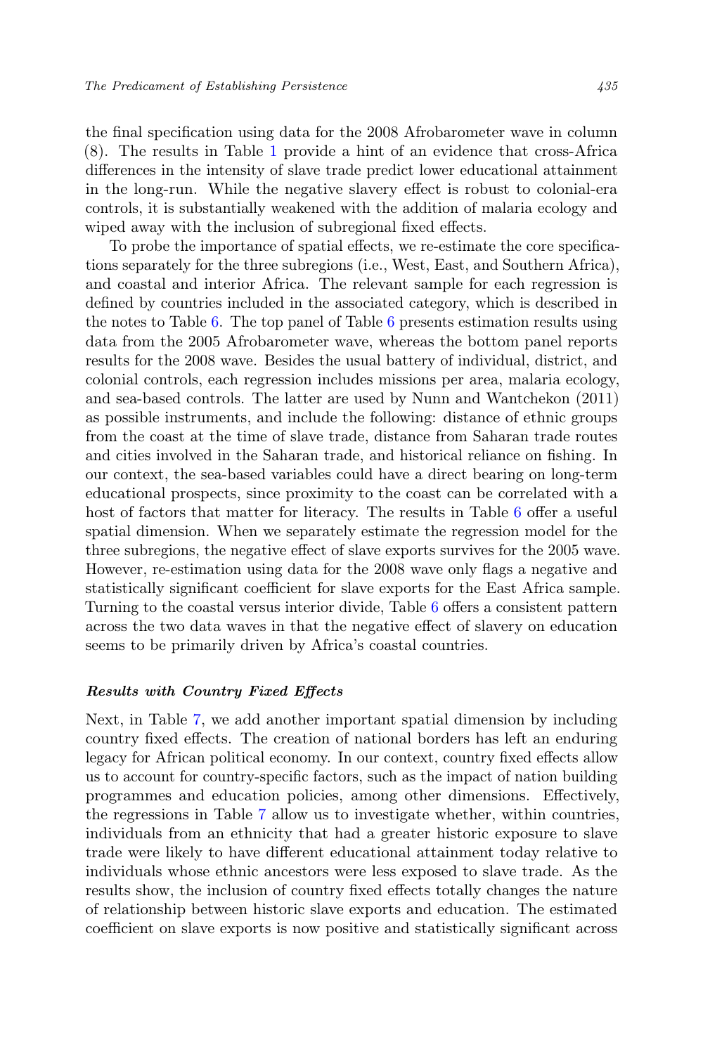the final specification using data for the 2008 Afrobarometer wave in column (8). The results in Table 1 provide a hint of an evidence that cross-Africa differences in the intensity of slave trade predict lower educational attainment in the long-run. While the negative slavery effect is robust to colonial-era controls, it is substantially weakened with the addition of malaria ecology and wiped away with the inclusion of subregional fixed effects.

To probe the importance of spatial effects, we re-estimate the core specifications separately for the three subregions (i.e., West, East, and Southern Africa), and coastal and interior Africa. The relevant sample for each regression is defined by countries included in the associated category, which is described in the notes to Table 6. The top panel of Table 6 presents estimation results using data from the 2005 Afrobarometer wave, whereas the bottom panel reports results for the 2008 wave. Besides the usual battery of individual, district, and colonial controls, each regression includes missions per area, malaria ecology, and sea-based controls. The latter are used by Nunn and Wantchekon (2011) as possible instruments, and include the following: distance of ethnic groups from the coast at the time of slave trade, distance from Saharan trade routes and cities involved in the Saharan trade, and historical reliance on fishing. In our context, the sea-based variables could have a direct bearing on long-term educational prospects, since proximity to the coast can be correlated with a host of factors that matter for literacy. The results in Table 6 offer a useful spatial dimension. When we separately estimate the regression model for the three subregions, the negative effect of slave exports survives for the 2005 wave. However, re-estimation using data for the 2008 wave only flags a negative and statistically significant coefficient for slave exports for the East Africa sample. Turning to the coastal versus interior divide, Table 6 offers a consistent pattern across the two data waves in that the negative effect of slavery on education seems to be primarily driven by Africa's coastal countries.

### *Results with Country Fixed Effects*

Next, in Table 7, we add another important spatial dimension by including country fixed effects. The creation of national borders has left an enduring legacy for African political economy. In our context, country fixed effects allow us to account for country-specific factors, such as the impact of nation building programmes and education policies, among other dimensions. Effectively, the regressions in Table 7 allow us to investigate whether, within countries, individuals from an ethnicity that had a greater historic exposure to slave trade were likely to have different educational attainment today relative to individuals whose ethnic ancestors were less exposed to slave trade. As the results show, the inclusion of country fixed effects totally changes the nature of relationship between historic slave exports and education. The estimated coefficient on slave exports is now positive and statistically significant across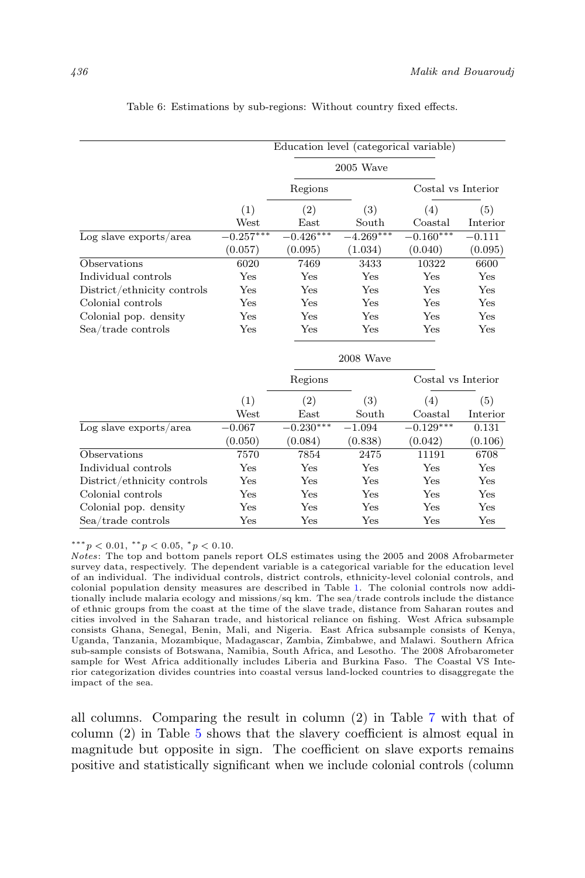Table 6: Estimations by sub-regions: Without country fixed effects.

| | Education level (categorical variable) | | | | |
|---|---|---|---|---|---|
| | 2005 Wave | | | | |
| | Regions | | | Costal vs Interior | |
| | (1) West | (2) East | (3) South | (4) Coastal | (5) Interior |
| Log slave exports/area | $-0.257^{***}$ | $-0.426^{***}$ | $-4.269^{***}$ | $-0.160^{***}$ | $-0.111$ |
| | (0.057) | (0.095) | (1.034) | (0.040) | (0.095) |
| Observations | 6020 | 7469 | 3433 | 10322 | 6600 |
| Individual controls | Yes | Yes | Yes | Yes | Yes |
| District/ethnicity controls | Yes | Yes | Yes | Yes | Yes |
| Colonial controls | Yes | Yes | Yes | Yes | Yes |
| Colonial pop. density | Yes | Yes | Yes | Yes | Yes |
| Sea/trade controls | Yes | Yes | Yes | Yes | Yes |
| | 2008 Wave | | | | |
| | Regions | | | Costal vs Interior | |
| | (1) West | (2) East | (3) South | (4) Coastal | (5) Interior |
| Log slave exports/area | $-0.067$ | $-0.230^{***}$ | $-1.094$ | $-0.129^{***}$ | 0.131 |
| | (0.050) | (0.084) | (0.838) | (0.042) | (0.106) |
| Observations | 7570 | 7854 | 2475 | 11191 | 6708 |
| Individual controls | Yes | Yes | Yes | Yes | Yes |
| District/ethnicity controls | Yes | Yes | Yes | Yes | Yes |
| Colonial controls | Yes | Yes | Yes | Yes | Yes |
| Colonial pop. density | Yes | Yes | Yes | Yes | Yes |
| Sea/trade controls | Yes | Yes | Yes | Yes | Yes |

$^{***}p < 0.01$, $^{**}p < 0.05$, $^{*}p < 0.10$.

*Notes*: The top and bottom panels report OLS estimates using the 2005 and 2008 Afrobarmeter survey data, respectively. The dependent variable is a categorical variable for the education level of an individual. The individual controls, district controls, ethnicity-level colonial controls, and colonial population density measures are described in Table 1. The colonial controls now additionally include malaria ecology and missions/sq km. The sea/trade controls include the distance of ethnic groups from the coast at the time of the slave trade, distance from Saharan routes and cities involved in the Saharan trade, and historical reliance on fishing. West Africa subsample consists Ghana, Senegal, Benin, Mali, and Nigeria. East Africa subsample consists of Kenya, Uganda, Tanzania, Mozambique, Madagascar, Zambia, Zimbabwe, and Malawi. Southern Africa sub-sample consists of Botswana, Namibia, South Africa, and Lesotho. The 2008 Afrobarometer sample for West Africa additionally includes Liberia and Burkina Faso. The Coastal VS Interior categorization divides countries into coastal versus land-locked countries to disaggregate the impact of the sea.

all columns. Comparing the result in column (2) in Table 7 with that of column (2) in Table 5 shows that the slavery coefficient is almost equal in magnitude but opposite in sign. The coefficient on slave exports remains positive and statistically significant when we include colonial controls (column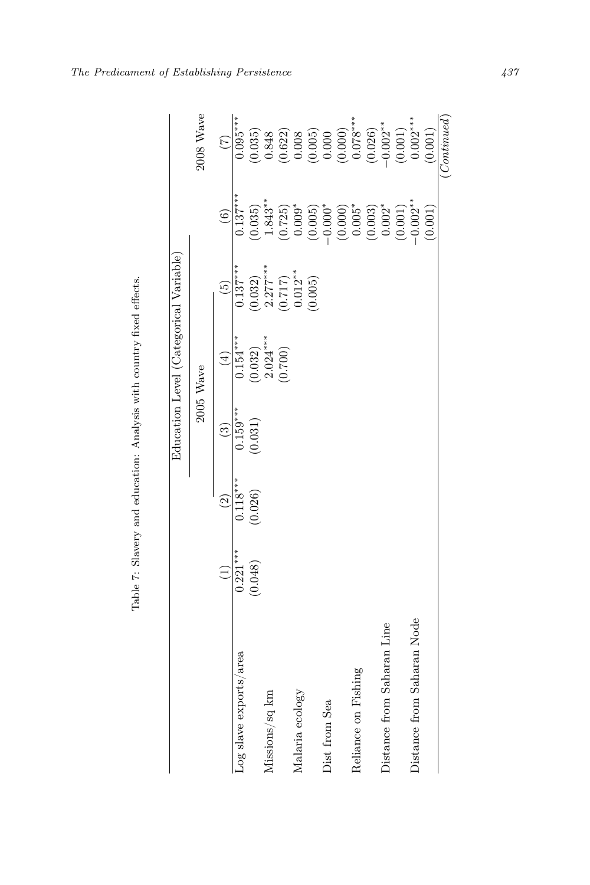Table 7: Slavery and education: Analysis with country fixed effects.

| | Education Level (Categorical Variable) | | | | | | |
|---|---|---|---|---|---|---|---|
| | | 2005 Wave | | | | | 2008 Wave |
| | (1) | (2) | (3) | (4) | (5) | (6) | (7) |
| Log slave exports/area | 0.221*** | 0.118*** | 0.159*** | 0.154*** | 0.137*** | 0.137*** | 0.095*** |
| | (0.048) | (0.026) | (0.031) | (0.032) | (0.032) | (0.035) | (0.035) |
| Missions/sq km | | | | 2.024*** | 2.277*** | 1.843** | 0.848 |
| | | | | (0.700) | (0.717) | (0.725) | (0.622) |
| Malaria ecology | | | | | 0.012** | 0.009* | 0.008 |
| | | | | | (0.005) | (0.005) | (0.005) |
| Dist from Sea | | | | | | −0.000* | 0.000 |
| | | | | | | (0.000) | (0.000) |
| Reliance on Fishing | | | | | | 0.005* | 0.078*** |
| | | | | | | (0.003) | (0.026) |
| Distance from Saharan Line | | | | | | 0.002* | −0.002** |
| | | | | | | (0.001) | (0.001) |
| Distance from Saharan Node | | | | | | −0.002** | 0.002*** |
| | | | | | | (0.001) | (0.001) |

*(Continued)*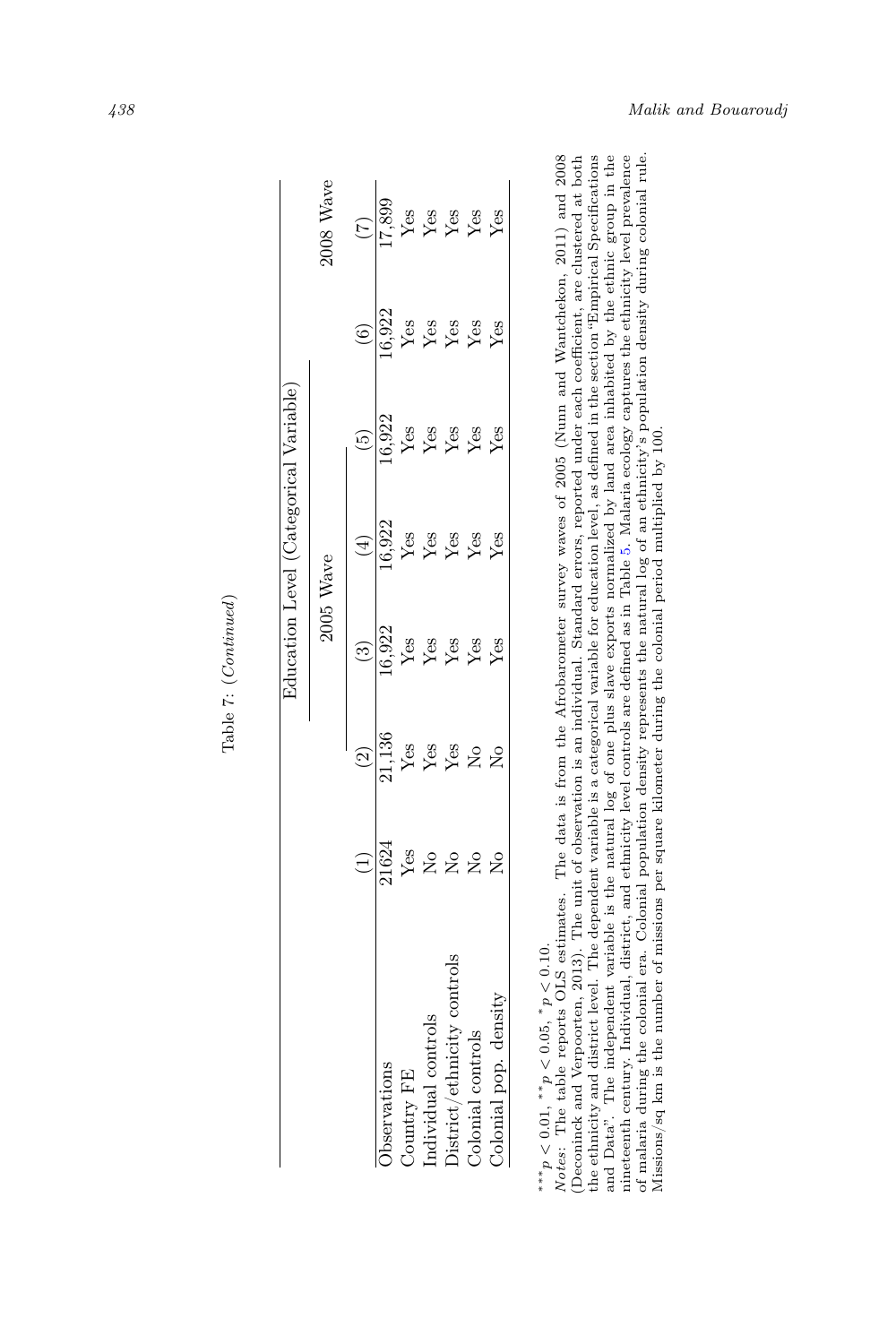Table 7: (*Continued*)

| | Education Level (Categorical Variable) | | | | | | |
|---|---|---|---|---|---|---|---|
| | | | 2005 Wave | | | | 2008 Wave |
| | (1) | (2) | (3) | (4) | (5) | (6) | (7) |
| Observations | 21624 | 21,136 | 16,922 | 16,922 | 16,922 | 16,922 | 17,899 |
| Country FE | Yes | Yes | Yes | Yes | Yes | Yes | Yes |
| Individual controls | No | Yes | Yes | Yes | Yes | Yes | Yes |
| District/ethnicity controls | No | Yes | Yes | Yes | Yes | Yes | Yes |
| Colonial controls | No | No | Yes | Yes | Yes | Yes | Yes |
| Colonial pop. density | No | No | Yes | Yes | Yes | Yes | Yes |

$^{***}p < 0.01$, $^{**}p < 0.05$, $^{*}p < 0.10$.

*Notes*: The table reports OLS estimates. The data is from the Afrobarometer survey waves of 2005 (Nunn and Wantchekon, 2011) and 2008 (Deconinck and Verpoorten, 2013). The unit of observation is an individual. Standard errors, reported under each coefficient, are clustered at both the ethnicity and district level. The dependent variable is a categorical variable for education level, as defined in the section "Empirical Specifications and Data". The independent variable is the natural log of one plus slave exports normalized by land area inhabited by the ethnic group in the nineteenth century. Individual, district, and ethnicity level controls are defined as in Table 5. Malaria ecology captures the ethnicity level prevalence of malaria during the colonial era. Colonial population density represents the natural log of an ethnicity's population density during colonial rule. Missions/sq km is the number of missions per square kilometer during the colonial period multiplied by 100.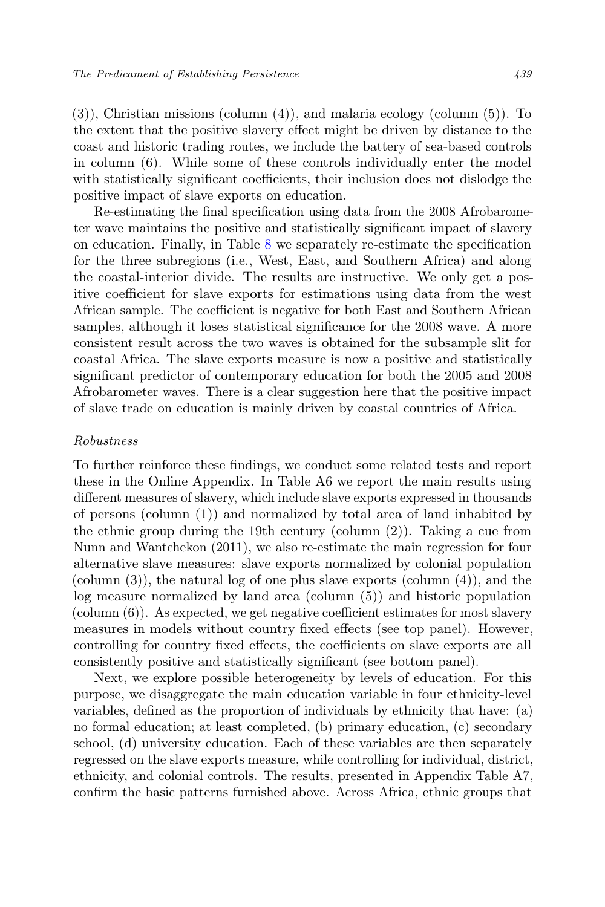(3)), Christian missions (column (4)), and malaria ecology (column (5)). To the extent that the positive slavery effect might be driven by distance to the coast and historic trading routes, we include the battery of sea-based controls in column (6). While some of these controls individually enter the model with statistically significant coefficients, their inclusion does not dislodge the positive impact of slave exports on education.

Re-estimating the final specification using data from the 2008 Afrobarometer wave maintains the positive and statistically significant impact of slavery on education. Finally, in Table 8 we separately re-estimate the specification for the three subregions (i.e., West, East, and Southern Africa) and along the coastal-interior divide. The results are instructive. We only get a positive coefficient for slave exports for estimations using data from the west African sample. The coefficient is negative for both East and Southern African samples, although it loses statistical significance for the 2008 wave. A more consistent result across the two waves is obtained for the subsample slit for coastal Africa. The slave exports measure is now a positive and statistically significant predictor of contemporary education for both the 2005 and 2008 Afrobarometer waves. There is a clear suggestion here that the positive impact of slave trade on education is mainly driven by coastal countries of Africa.

*Robustness*

To further reinforce these findings, we conduct some related tests and report these in the Online Appendix. In Table A6 we report the main results using different measures of slavery, which include slave exports expressed in thousands of persons (column (1)) and normalized by total area of land inhabited by the ethnic group during the 19th century (column (2)). Taking a cue from Nunn and Wantchekon (2011), we also re-estimate the main regression for four alternative slave measures: slave exports normalized by colonial population (column (3)), the natural log of one plus slave exports (column (4)), and the log measure normalized by land area (column (5)) and historic population (column (6)). As expected, we get negative coefficient estimates for most slavery measures in models without country fixed effects (see top panel). However, controlling for country fixed effects, the coefficients on slave exports are all consistently positive and statistically significant (see bottom panel).

Next, we explore possible heterogeneity by levels of education. For this purpose, we disaggregate the main education variable in four ethnicity-level variables, defined as the proportion of individuals by ethnicity that have: (a) no formal education; at least completed, (b) primary education, (c) secondary school, (d) university education. Each of these variables are then separately regressed on the slave exports measure, while controlling for individual, district, ethnicity, and colonial controls. The results, presented in Appendix Table A7, confirm the basic patterns furnished above. Across Africa, ethnic groups that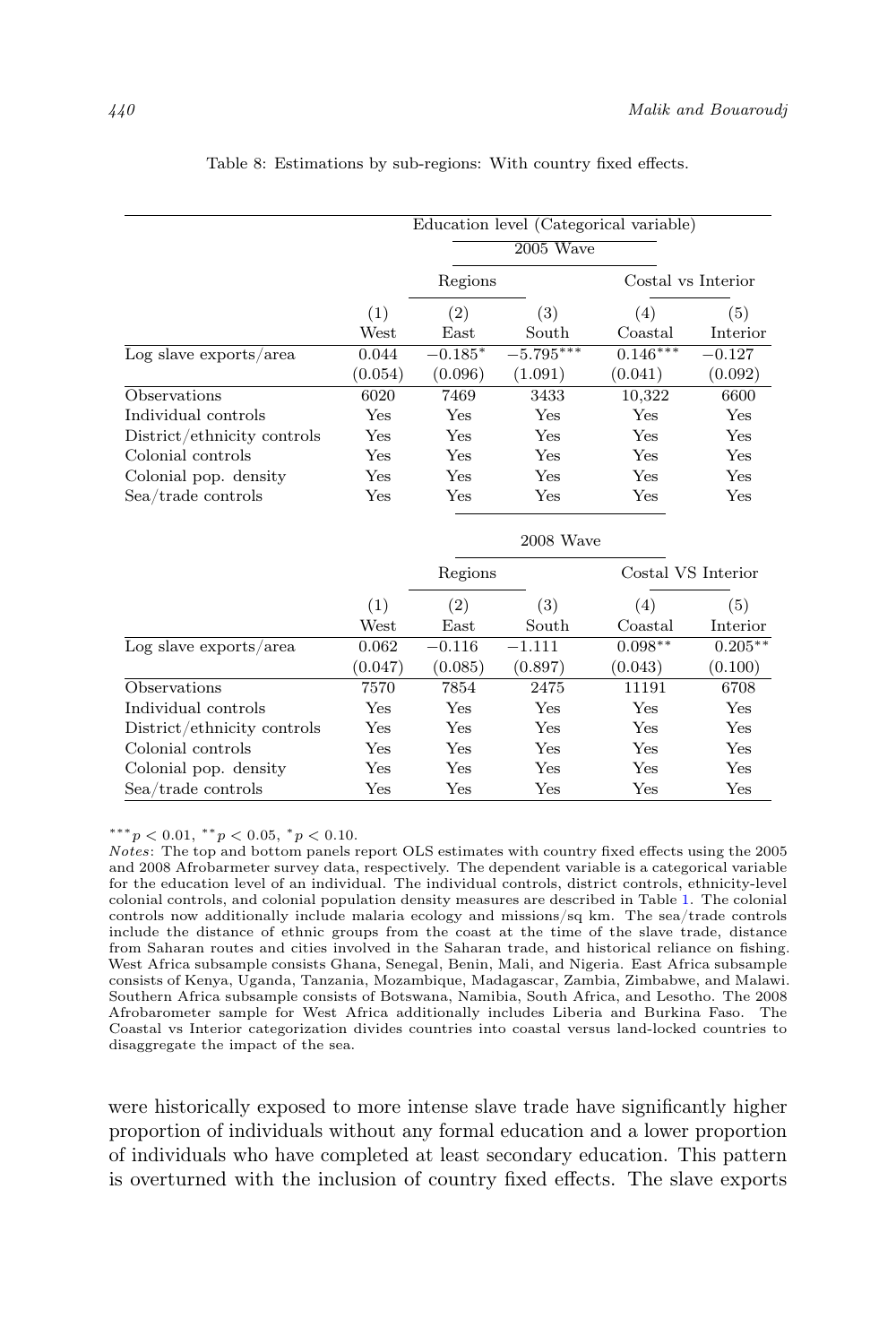Table 8: Estimations by sub-regions: With country fixed effects.

| | Education level (Categorical variable) | | | | |
|---|---|---|---|---|---|
| | 2005 Wave | | | | |
| | | Regions | | Costal vs Interior | |
| | (1) West | (2) East | (3) South | (4) Coastal | (5) Interior |
| Log slave exports/area | 0.044 | $-0.185^{*}$ | $-5.795^{***}$ | $0.146^{***}$ | $-0.127$ |
| | (0.054) | (0.096) | (1.091) | (0.041) | (0.092) |
| Observations | 6020 | 7469 | 3433 | 10,322 | 6600 |
| Individual controls | Yes | Yes | Yes | Yes | Yes |
| District/ethnicity controls | Yes | Yes | Yes | Yes | Yes |
| Colonial controls | Yes | Yes | Yes | Yes | Yes |
| Colonial pop. density | Yes | Yes | Yes | Yes | Yes |
| Sea/trade controls | Yes | Yes | Yes | Yes | Yes |
| | 2008 Wave | | | | |
| | | Regions | | Costal VS Interior | |
| | (1) West | (2) East | (3) South | (4) Coastal | (5) Interior |
| Log slave exports/area | 0.062 | $-0.116$ | $-1.111$ | $0.098^{**}$ | $0.205^{**}$ |
| | (0.047) | (0.085) | (0.897) | (0.043) | (0.100) |
| Observations | 7570 | 7854 | 2475 | 11191 | 6708 |
| Individual controls | Yes | Yes | Yes | Yes | Yes |
| District/ethnicity controls | Yes | Yes | Yes | Yes | Yes |
| Colonial controls | Yes | Yes | Yes | Yes | Yes |
| Colonial pop. density | Yes | Yes | Yes | Yes | Yes |
| Sea/trade controls | Yes | Yes | Yes | Yes | Yes |

$^{***}p < 0.01$, $^{**}p < 0.05$, $^{*}p < 0.10$.

*Notes*: The top and bottom panels report OLS estimates with country fixed effects using the 2005 and 2008 Afrobarmeter survey data, respectively. The dependent variable is a categorical variable for the education level of an individual. The individual controls, district controls, ethnicity-level colonial controls, and colonial population density measures are described in Table 1. The colonial controls now additionally include malaria ecology and missions/sq km. The sea/trade controls include the distance of ethnic groups from the coast at the time of the slave trade, distance from Saharan routes and cities involved in the Saharan trade, and historical reliance on fishing. West Africa subsample consists Ghana, Senegal, Benin, Mali, and Nigeria. East Africa subsample consists of Kenya, Uganda, Tanzania, Mozambique, Madagascar, Zambia, Zimbabwe, and Malawi. Southern Africa subsample consists of Botswana, Namibia, South Africa, and Lesotho. The 2008 Afrobarometer sample for West Africa additionally includes Liberia and Burkina Faso. The Coastal vs Interior categorization divides countries into coastal versus land-locked countries to disaggregate the impact of the sea.

were historically exposed to more intense slave trade have significantly higher proportion of individuals without any formal education and a lower proportion of individuals who have completed at least secondary education. This pattern is overturned with the inclusion of country fixed effects. The slave exports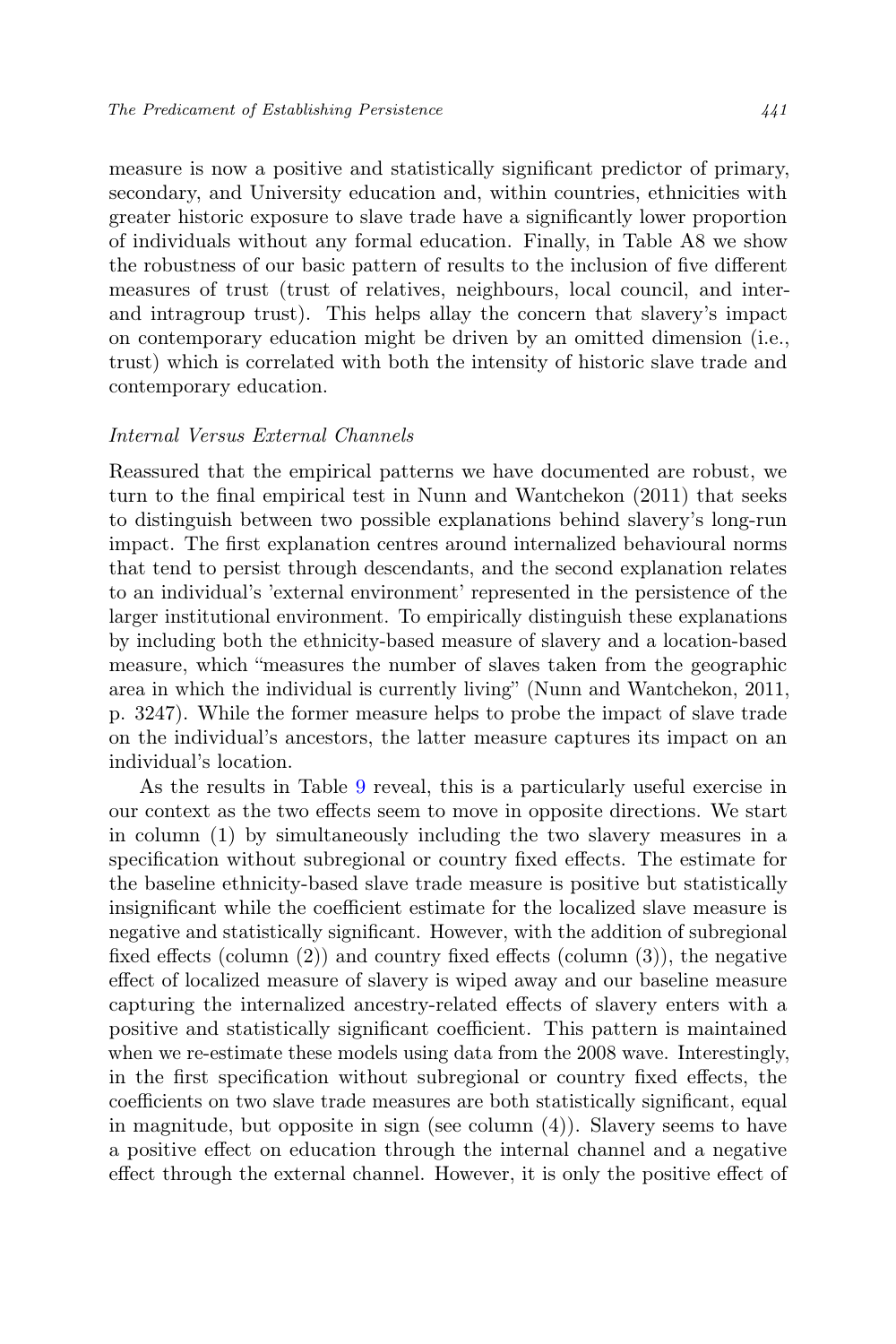measure is now a positive and statistically significant predictor of primary, secondary, and University education and, within countries, ethnicities with greater historic exposure to slave trade have a significantly lower proportion of individuals without any formal education. Finally, in Table A8 we show the robustness of our basic pattern of results to the inclusion of five different measures of trust (trust of relatives, neighbours, local council, and inter- and intragroup trust). This helps allay the concern that slavery's impact on contemporary education might be driven by an omitted dimension (i.e., trust) which is correlated with both the intensity of historic slave trade and contemporary education.

### *Internal Versus External Channels*

Reassured that the empirical patterns we have documented are robust, we turn to the final empirical test in Nunn and Wantchekon (2011) that seeks to distinguish between two possible explanations behind slavery's long-run impact. The first explanation centres around internalized behavioural norms that tend to persist through descendants, and the second explanation relates to an individual's 'external environment' represented in the persistence of the larger institutional environment. To empirically distinguish these explanations by including both the ethnicity-based measure of slavery and a location-based measure, which "measures the number of slaves taken from the geographic area in which the individual is currently living" (Nunn and Wantchekon, 2011, p. 3247). While the former measure helps to probe the impact of slave trade on the individual's ancestors, the latter measure captures its impact on an individual's location.

As the results in Table 9 reveal, this is a particularly useful exercise in our context as the two effects seem to move in opposite directions. We start in column (1) by simultaneously including the two slavery measures in a specification without subregional or country fixed effects. The estimate for the baseline ethnicity-based slave trade measure is positive but statistically insignificant while the coefficient estimate for the localized slave measure is negative and statistically significant. However, with the addition of subregional fixed effects (column (2)) and country fixed effects (column (3)), the negative effect of localized measure of slavery is wiped away and our baseline measure capturing the internalized ancestry-related effects of slavery enters with a positive and statistically significant coefficient. This pattern is maintained when we re-estimate these models using data from the 2008 wave. Interestingly, in the first specification without subregional or country fixed effects, the coefficients on two slave trade measures are both statistically significant, equal in magnitude, but opposite in sign (see column (4)). Slavery seems to have a positive effect on education through the internal channel and a negative effect through the external channel. However, it is only the positive effect of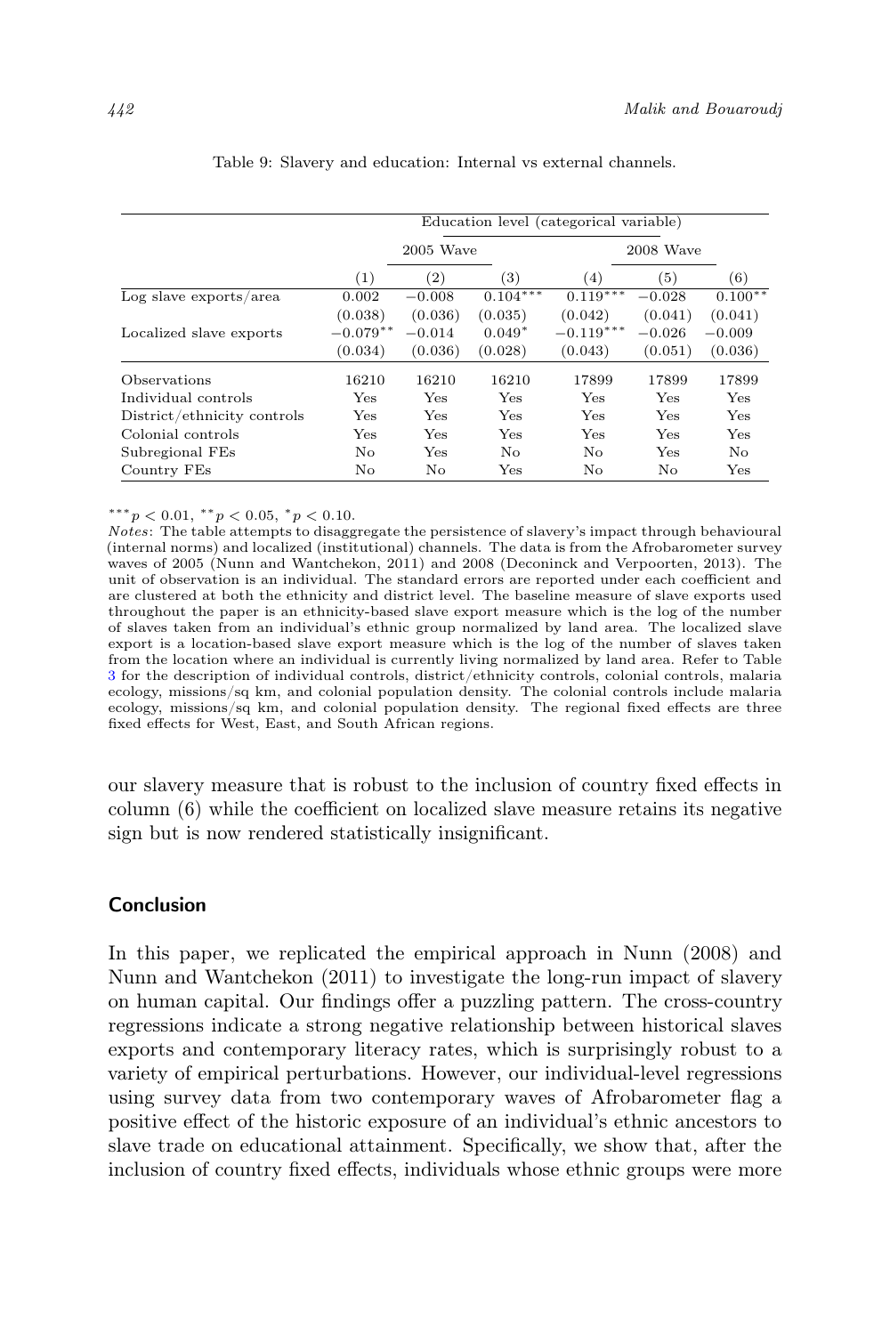Table 9: Slavery and education: Internal vs external channels.

| | Education level (categorical variable) | | | | | |
|---|---|---|---|---|---|---|
| | 2005 Wave | | | 2008 Wave | | |
| | (1) | (2) | (3) | (4) | (5) | (6) |
| Log slave exports/area | 0.002 | −0.008 | 0.104*** | 0.119*** | −0.028 | 0.100** |
| | (0.038) | (0.036) | (0.035) | (0.042) | (0.041) | (0.041) |
| Localized slave exports | −0.079** | −0.014 | 0.049* | −0.119*** | −0.026 | −0.009 |
| | (0.034) | (0.036) | (0.028) | (0.043) | (0.051) | (0.036) |
| Observations | 16210 | 16210 | 16210 | 17899 | 17899 | 17899 |
| Individual controls | Yes | Yes | Yes | Yes | Yes | Yes |
| District/ethnicity controls | Yes | Yes | Yes | Yes | Yes | Yes |
| Colonial controls | Yes | Yes | Yes | Yes | Yes | Yes |
| Subregional FEs | No | Yes | No | No | Yes | No |
| Country FEs | No | No | Yes | No | No | Yes |

$^{***}p < 0.01$, $^{**}p < 0.05$, $^{*}p < 0.10$.

*Notes*: The table attempts to disaggregate the persistence of slavery's impact through behavioural (internal norms) and localized (institutional) channels. The data is from the Afrobarometer survey waves of 2005 (Nunn and Wantchekon, 2011) and 2008 (Deconinck and Verpoorten, 2013). The unit of observation is an individual. The standard errors are reported under each coefficient and are clustered at both the ethnicity and district level. The baseline measure of slave exports used throughout the paper is an ethnicity-based slave export measure which is the log of the number of slaves taken from an individual's ethnic group normalized by land area. The localized slave export is a location-based slave export measure which is the log of the number of slaves taken from the location where an individual is currently living normalized by land area. Refer to Table 3 for the description of individual controls, district/ethnicity controls, colonial controls, malaria ecology, missions/sq km, and colonial population density. The colonial controls include malaria ecology, missions/sq km, and colonial population density. The regional fixed effects are three fixed effects for West, East, and South African regions.

our slavery measure that is robust to the inclusion of country fixed effects in column (6) while the coefficient on localized slave measure retains its negative sign but is now rendered statistically insignificant.

## Conclusion

In this paper, we replicated the empirical approach in Nunn (2008) and Nunn and Wantchekon (2011) to investigate the long-run impact of slavery on human capital. Our findings offer a puzzling pattern. The cross-country regressions indicate a strong negative relationship between historical slaves exports and contemporary literacy rates, which is surprisingly robust to a variety of empirical perturbations. However, our individual-level regressions using survey data from two contemporary waves of Afrobarometer flag a positive effect of the historic exposure of an individual's ethnic ancestors to slave trade on educational attainment. Specifically, we show that, after the inclusion of country fixed effects, individuals whose ethnic groups were more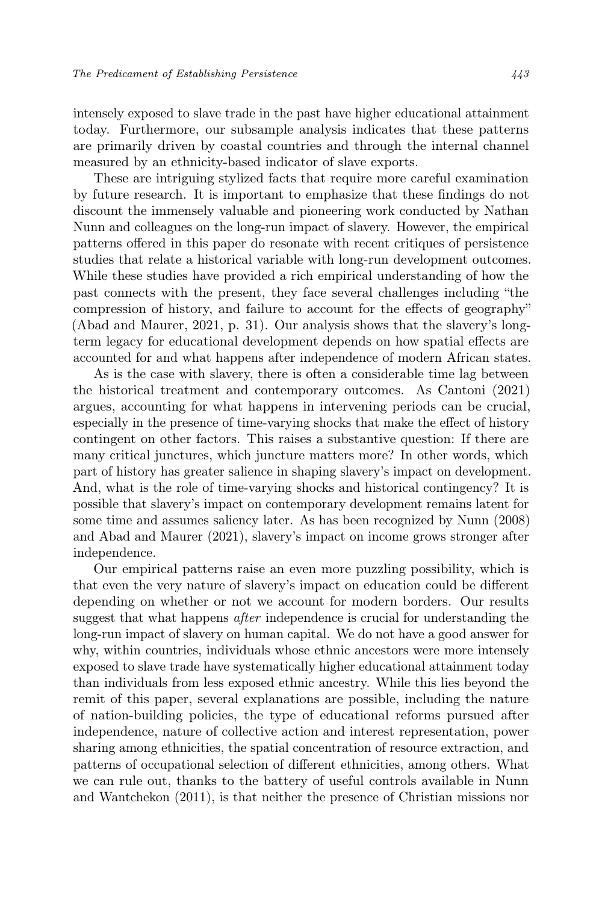intensely exposed to slave trade in the past have higher educational attainment today. Furthermore, our subsample analysis indicates that these patterns are primarily driven by coastal countries and through the internal channel measured by an ethnicity-based indicator of slave exports.

These are intriguing stylized facts that require more careful examination by future research. It is important to emphasize that these findings do not discount the immensely valuable and pioneering work conducted by Nathan Nunn and colleagues on the long-run impact of slavery. However, the empirical patterns offered in this paper do resonate with recent critiques of persistence studies that relate a historical variable with long-run development outcomes. While these studies have provided a rich empirical understanding of how the past connects with the present, they face several challenges including "the compression of history, and failure to account for the effects of geography" (Abad and Maurer, 2021, p. 31). Our analysis shows that the slavery's long-term legacy for educational development depends on how spatial effects are accounted for and what happens after independence of modern African states.

As is the case with slavery, there is often a considerable time lag between the historical treatment and contemporary outcomes. As Cantoni (2021) argues, accounting for what happens in intervening periods can be crucial, especially in the presence of time-varying shocks that make the effect of history contingent on other factors. This raises a substantive question: If there are many critical junctures, which juncture matters more? In other words, which part of history has greater salience in shaping slavery's impact on development. And, what is the role of time-varying shocks and historical contingency? It is possible that slavery's impact on contemporary development remains latent for some time and assumes saliency later. As has been recognized by Nunn (2008) and Abad and Maurer (2021), slavery's impact on income grows stronger after independence.

Our empirical patterns raise an even more puzzling possibility, which is that even the very nature of slavery's impact on education could be different depending on whether or not we account for modern borders. Our results suggest that what happens *after* independence is crucial for understanding the long-run impact of slavery on human capital. We do not have a good answer for why, within countries, individuals whose ethnic ancestors were more intensely exposed to slave trade have systematically higher educational attainment today than individuals from less exposed ethnic ancestry. While this lies beyond the remit of this paper, several explanations are possible, including the nature of nation-building policies, the type of educational reforms pursued after independence, nature of collective action and interest representation, power sharing among ethnicities, the spatial concentration of resource extraction, and patterns of occupational selection of different ethnicities, among others. What we can rule out, thanks to the battery of useful controls available in Nunn and Wantchekon (2011), is that neither the presence of Christian missions nor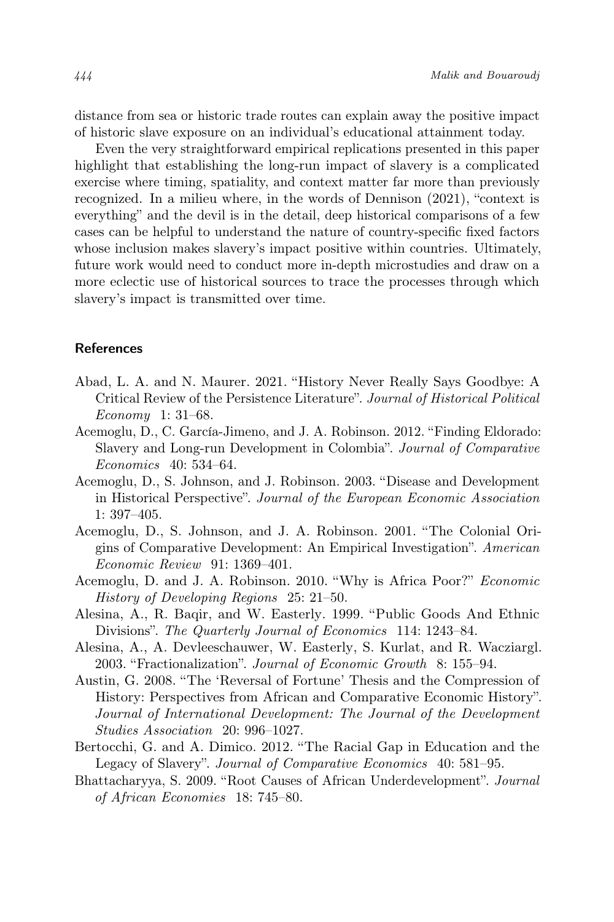distance from sea or historic trade routes can explain away the positive impact of historic slave exposure on an individual's educational attainment today.

Even the very straightforward empirical replications presented in this paper highlight that establishing the long-run impact of slavery is a complicated exercise where timing, spatiality, and context matter far more than previously recognized. In a milieu where, in the words of Dennison (2021), "context is everything" and the devil is in the detail, deep historical comparisons of a few cases can be helpful to understand the nature of country-specific fixed factors whose inclusion makes slavery's impact positive within countries. Ultimately, future work would need to conduct more in-depth microstudies and draw on a more eclectic use of historical sources to trace the processes through which slavery's impact is transmitted over time.

## References

Abad, L. A. and N. Maurer. 2021. "History Never Really Says Goodbye: A Critical Review of the Persistence Literature". *Journal of Historical Political Economy* 1: 31–68.

Acemoglu, D., C. García-Jimeno, and J. A. Robinson. 2012. "Finding Eldorado: Slavery and Long-run Development in Colombia". *Journal of Comparative Economics* 40: 534–64.

Acemoglu, D., S. Johnson, and J. Robinson. 2003. "Disease and Development in Historical Perspective". *Journal of the European Economic Association* 1: 397–405.

Acemoglu, D., S. Johnson, and J. A. Robinson. 2001. "The Colonial Origins of Comparative Development: An Empirical Investigation". *American Economic Review* 91: 1369–401.

Acemoglu, D. and J. A. Robinson. 2010. "Why is Africa Poor?" *Economic History of Developing Regions* 25: 21–50.

Alesina, A., R. Baqir, and W. Easterly. 1999. "Public Goods And Ethnic Divisions". *The Quarterly Journal of Economics* 114: 1243–84.

Alesina, A., A. Devleeschauwer, W. Easterly, S. Kurlat, and R. Wacziargl. 2003. "Fractionalization". *Journal of Economic Growth* 8: 155–94.

Austin, G. 2008. "The 'Reversal of Fortune' Thesis and the Compression of History: Perspectives from African and Comparative Economic History". *Journal of International Development: The Journal of the Development Studies Association* 20: 996–1027.

Bertocchi, G. and A. Dimico. 2012. "The Racial Gap in Education and the Legacy of Slavery". *Journal of Comparative Economics* 40: 581–95.

Bhattacharyya, S. 2009. "Root Causes of African Underdevelopment". *Journal of African Economies* 18: 745–80.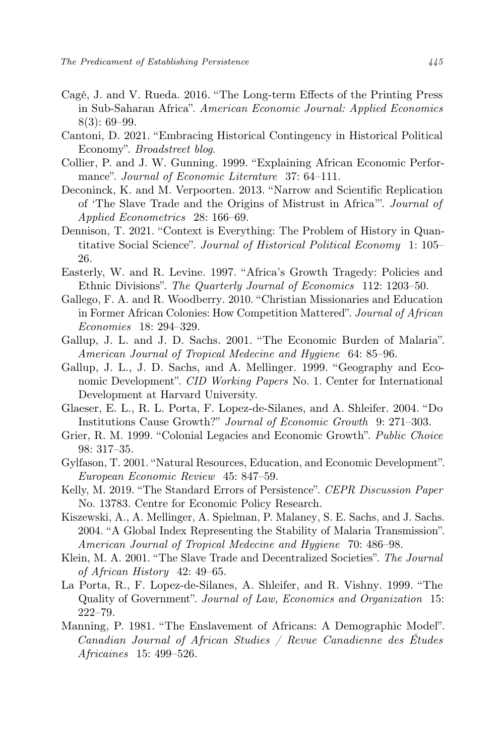Cagé, J. and V. Rueda. 2016. "The Long-term Effects of the Printing Press in Sub-Saharan Africa". *American Economic Journal: Applied Economics* 8(3): 69–99.

Cantoni, D. 2021. "Embracing Historical Contingency in Historical Political Economy". *Broadstreet blog*.

Collier, P. and J. W. Gunning. 1999. "Explaining African Economic Performance". *Journal of Economic Literature* 37: 64–111.

Deconinck, K. and M. Verpoorten. 2013. "Narrow and Scientific Replication of 'The Slave Trade and the Origins of Mistrust in Africa'". *Journal of Applied Econometrics* 28: 166–69.

Dennison, T. 2021. "Context is Everything: The Problem of History in Quantitative Social Science". *Journal of Historical Political Economy* 1: 105–26.

Easterly, W. and R. Levine. 1997. "Africa's Growth Tragedy: Policies and Ethnic Divisions". *The Quarterly Journal of Economics* 112: 1203–50.

Gallego, F. A. and R. Woodberry. 2010. "Christian Missionaries and Education in Former African Colonies: How Competition Mattered". *Journal of African Economies* 18: 294–329.

Gallup, J. L. and J. D. Sachs. 2001. "The Economic Burden of Malaria". *American Journal of Tropical Medecine and Hygiene* 64: 85–96.

Gallup, J. L., J. D. Sachs, and A. Mellinger. 1999. "Geography and Economic Development". *CID Working Papers* No. 1. Center for International Development at Harvard University.

Glaeser, E. L., R. L. Porta, F. Lopez-de-Silanes, and A. Shleifer. 2004. "Do Institutions Cause Growth?" *Journal of Economic Growth* 9: 271–303.

Grier, R. M. 1999. "Colonial Legacies and Economic Growth". *Public Choice* 98: 317–35.

Gylfason, T. 2001. "Natural Resources, Education, and Economic Development". *European Economic Review* 45: 847–59.

Kelly, M. 2019. "The Standard Errors of Persistence". *CEPR Discussion Paper* No. 13783. Centre for Economic Policy Research.

Kiszewski, A., A. Mellinger, A. Spielman, P. Malaney, S. E. Sachs, and J. Sachs. 2004. "A Global Index Representing the Stability of Malaria Transmission". *American Journal of Tropical Medecine and Hygiene* 70: 486–98.

Klein, M. A. 2001. "The Slave Trade and Decentralized Societies". *The Journal of African History* 42: 49–65.

La Porta, R., F. Lopez-de-Silanes, A. Shleifer, and R. Vishny. 1999. "The Quality of Government". *Journal of Law, Economics and Organization* 15: 222–79.

Manning, P. 1981. "The Enslavement of Africans: A Demographic Model". *Canadian Journal of African Studies / Revue Canadienne des Études Africaines* 15: 499–526.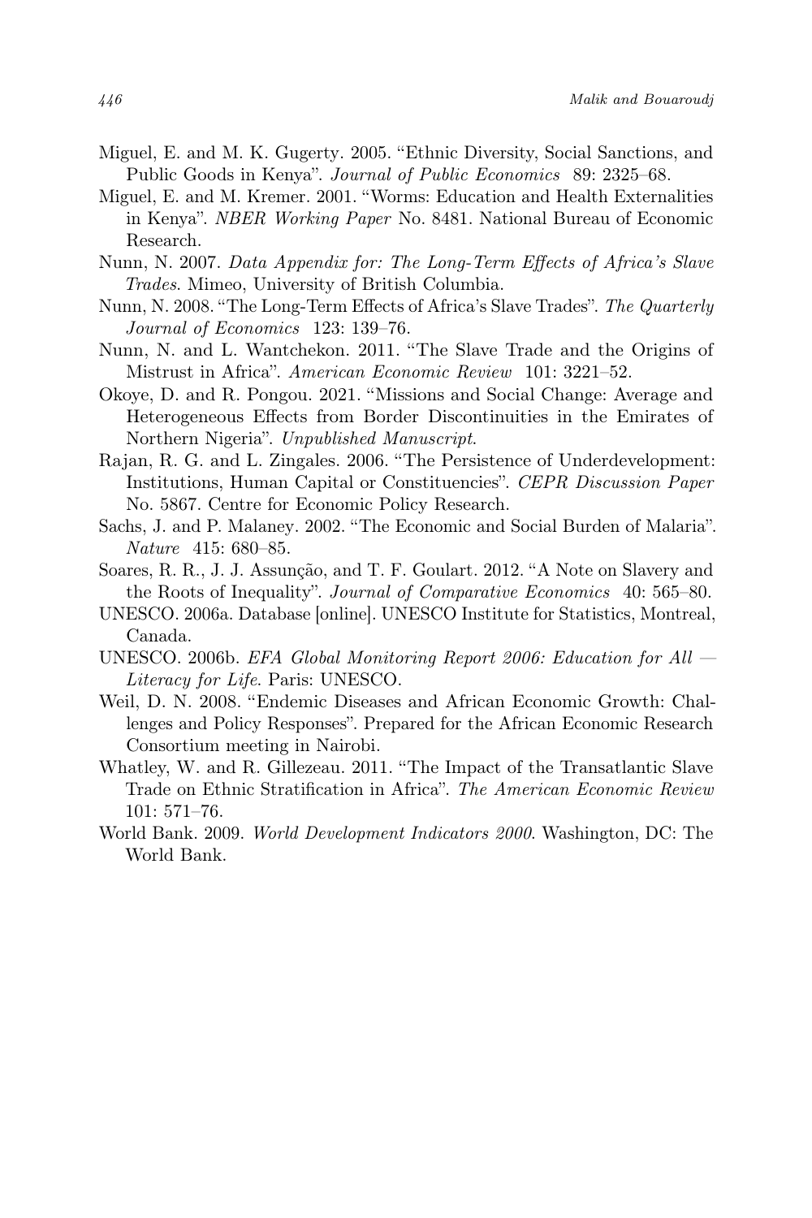Miguel, E. and M. K. Gugerty. 2005. "Ethnic Diversity, Social Sanctions, and Public Goods in Kenya". *Journal of Public Economics* 89: 2325–68.

Miguel, E. and M. Kremer. 2001. "Worms: Education and Health Externalities in Kenya". *NBER Working Paper* No. 8481. National Bureau of Economic Research.

Nunn, N. 2007. *Data Appendix for: The Long-Term Effects of Africa's Slave Trades*. Mimeo, University of British Columbia.

Nunn, N. 2008. "The Long-Term Effects of Africa's Slave Trades". *The Quarterly Journal of Economics* 123: 139–76.

Nunn, N. and L. Wantchekon. 2011. "The Slave Trade and the Origins of Mistrust in Africa". *American Economic Review* 101: 3221–52.

Okoye, D. and R. Pongou. 2021. "Missions and Social Change: Average and Heterogeneous Effects from Border Discontinuities in the Emirates of Northern Nigeria". *Unpublished Manuscript*.

Rajan, R. G. and L. Zingales. 2006. "The Persistence of Underdevelopment: Institutions, Human Capital or Constituencies". *CEPR Discussion Paper* No. 5867. Centre for Economic Policy Research.

Sachs, J. and P. Malaney. 2002. "The Economic and Social Burden of Malaria". *Nature* 415: 680–85.

Soares, R. R., J. J. Assunção, and T. F. Goulart. 2012. "A Note on Slavery and the Roots of Inequality". *Journal of Comparative Economics* 40: 565–80.

UNESCO. 2006a. Database [online]. UNESCO Institute for Statistics, Montreal, Canada.

UNESCO. 2006b. *EFA Global Monitoring Report 2006: Education for All — Literacy for Life*. Paris: UNESCO.

Weil, D. N. 2008. "Endemic Diseases and African Economic Growth: Challenges and Policy Responses". Prepared for the African Economic Research Consortium meeting in Nairobi.

Whatley, W. and R. Gillezeau. 2011. "The Impact of the Transatlantic Slave Trade on Ethnic Stratification in Africa". *The American Economic Review* 101: 571–76.

World Bank. 2009. *World Development Indicators 2000*. Washington, DC: The World Bank.